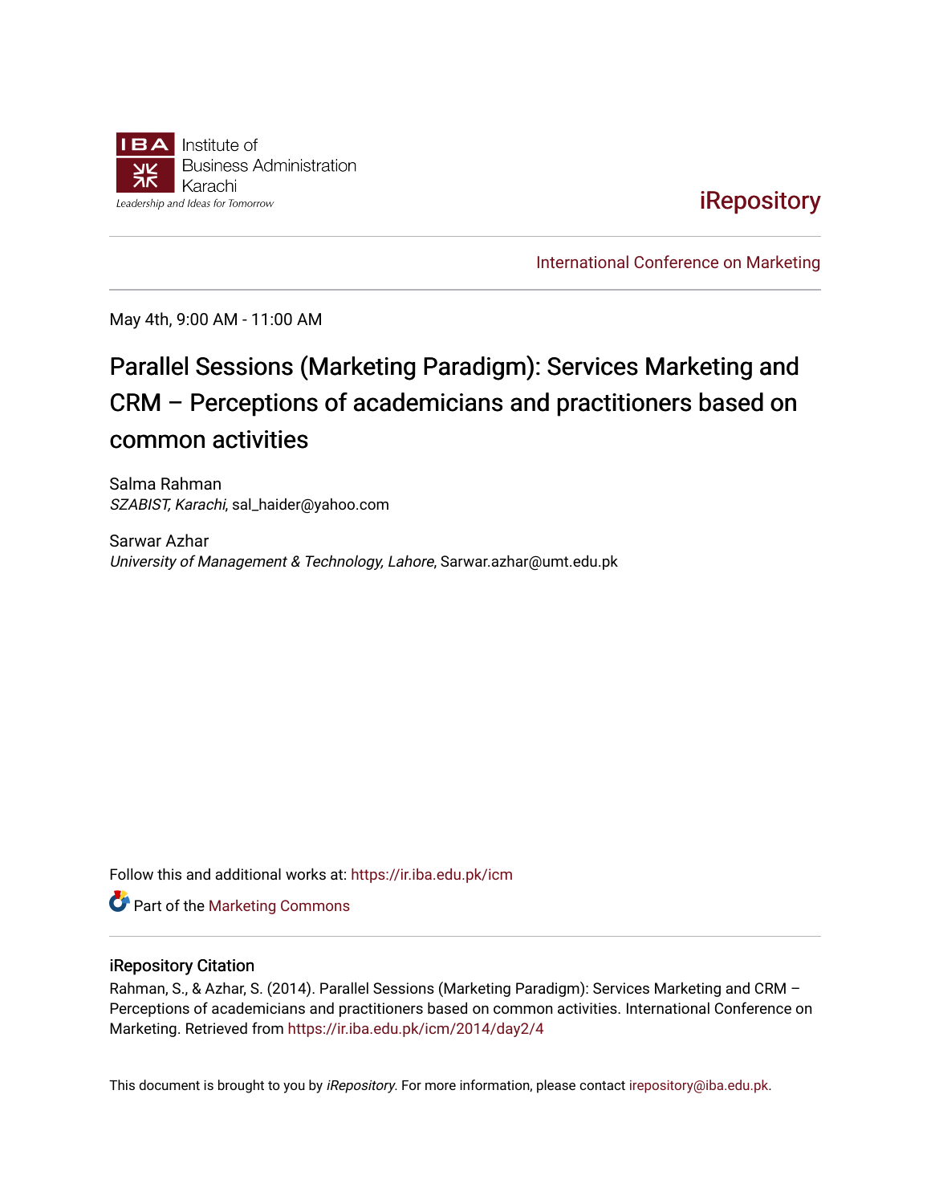Institute of
Business Administration
Karachi

Leadership and Ideas for Tomorrow

iRepository

International Conference on Marketing

May 4th, 9:00 AM - 11:00 AM

# Parallel Sessions (Marketing Paradigm): Services Marketing and CRM – Perceptions of academicians and practitioners based on common activities

Salma Rahman
*SZABIST, Karachi*, sal_haider@yahoo.com

Sarwar Azhar
*University of Management & Technology, Lahore*, Sarwar.azhar@umt.edu.pk

Follow this and additional works at: https://ir.iba.edu.pk/icm

Part of the Marketing Commons

## iRepository Citation

Rahman, S., & Azhar, S. (2014). Parallel Sessions (Marketing Paradigm): Services Marketing and CRM – Perceptions of academicians and practitioners based on common activities. International Conference on Marketing. Retrieved from https://ir.iba.edu.pk/icm/2014/day2/4

This document is brought to you by *iRepository*. For more information, please contact irepository@iba.edu.pk.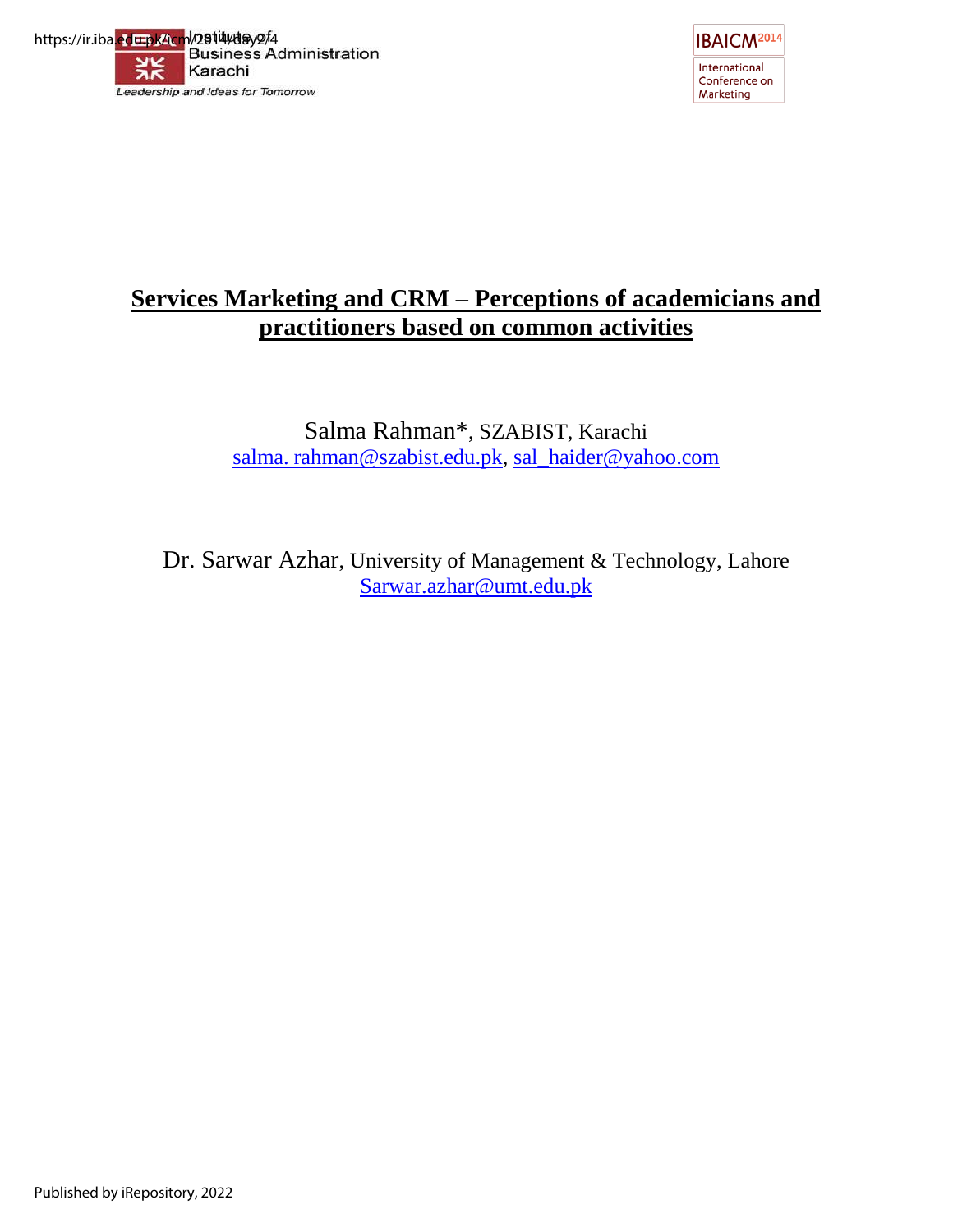# Services Marketing and CRM – Perceptions of academicians and practitioners based on common activities

Salma Rahman*, SZABIST, Karachi
salma. rahman@szabist.edu.pk, sal_haider@yahoo.com

Dr. Sarwar Azhar, University of Management & Technology, Lahore
Sarwar.azhar@umt.edu.pk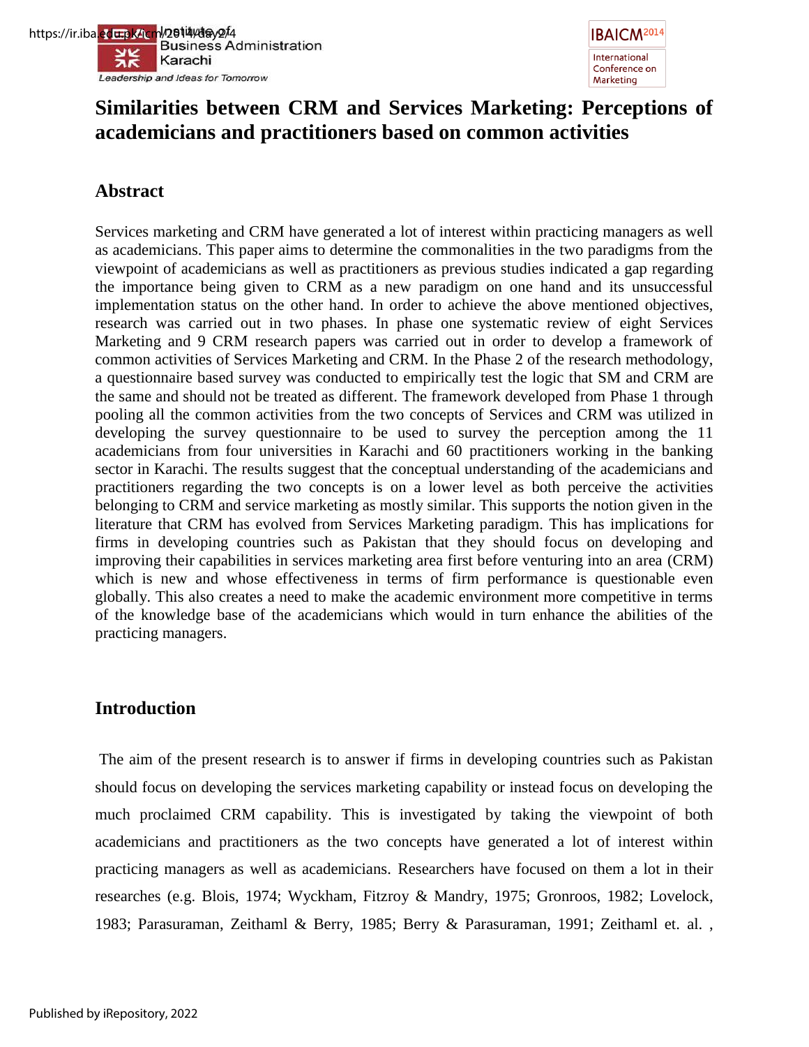# Similarities between CRM and Services Marketing: Perceptions of academicians and practitioners based on common activities

## Abstract

Services marketing and CRM have generated a lot of interest within practicing managers as well as academicians. This paper aims to determine the commonalities in the two paradigms from the viewpoint of academicians as well as practitioners as previous studies indicated a gap regarding the importance being given to CRM as a new paradigm on one hand and its unsuccessful implementation status on the other hand. In order to achieve the above mentioned objectives, research was carried out in two phases. In phase one systematic review of eight Services Marketing and 9 CRM research papers was carried out in order to develop a framework of common activities of Services Marketing and CRM. In the Phase 2 of the research methodology, a questionnaire based survey was conducted to empirically test the logic that SM and CRM are the same and should not be treated as different. The framework developed from Phase 1 through pooling all the common activities from the two concepts of Services and CRM was utilized in developing the survey questionnaire to be used to survey the perception among the 11 academicians from four universities in Karachi and 60 practitioners working in the banking sector in Karachi. The results suggest that the conceptual understanding of the academicians and practitioners regarding the two concepts is on a lower level as both perceive the activities belonging to CRM and service marketing as mostly similar. This supports the notion given in the literature that CRM has evolved from Services Marketing paradigm. This has implications for firms in developing countries such as Pakistan that they should focus on developing and improving their capabilities in services marketing area first before venturing into an area (CRM) which is new and whose effectiveness in terms of firm performance is questionable even globally. This also creates a need to make the academic environment more competitive in terms of the knowledge base of the academicians which would in turn enhance the abilities of the practicing managers.

## Introduction

The aim of the present research is to answer if firms in developing countries such as Pakistan should focus on developing the services marketing capability or instead focus on developing the much proclaimed CRM capability. This is investigated by taking the viewpoint of both academicians and practitioners as the two concepts have generated a lot of interest within practicing managers as well as academicians. Researchers have focused on them a lot in their researches (e.g. Blois, 1974; Wyckham, Fitzroy & Mandry, 1975; Gronroos, 1982; Lovelock, 1983; Parasuraman, Zeithaml & Berry, 1985; Berry & Parasuraman, 1991; Zeithaml et. al. ,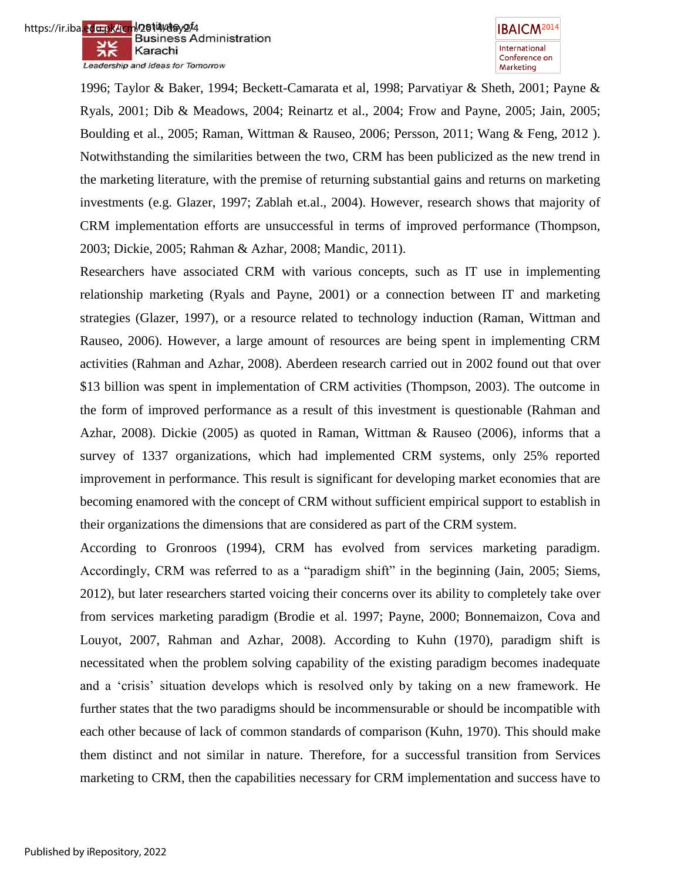1996; Taylor & Baker, 1994; Beckett-Camarata et al, 1998; Parvatiyar & Sheth, 2001; Payne & Ryals, 2001; Dib & Meadows, 2004; Reinartz et al., 2004; Frow and Payne, 2005; Jain, 2005; Boulding et al., 2005; Raman, Wittman & Rauseo, 2006; Persson, 2011; Wang & Feng, 2012 ). Notwithstanding the similarities between the two, CRM has been publicized as the new trend in the marketing literature, with the premise of returning substantial gains and returns on marketing investments (e.g. Glazer, 1997; Zablah et.al., 2004). However, research shows that majority of CRM implementation efforts are unsuccessful in terms of improved performance (Thompson, 2003; Dickie, 2005; Rahman & Azhar, 2008; Mandic, 2011).

Researchers have associated CRM with various concepts, such as IT use in implementing relationship marketing (Ryals and Payne, 2001) or a connection between IT and marketing strategies (Glazer, 1997), or a resource related to technology induction (Raman, Wittman and Rauseo, 2006). However, a large amount of resources are being spent in implementing CRM activities (Rahman and Azhar, 2008). Aberdeen research carried out in 2002 found out that over $13 billion was spent in implementation of CRM activities (Thompson, 2003). The outcome in the form of improved performance as a result of this investment is questionable (Rahman and Azhar, 2008). Dickie (2005) as quoted in Raman, Wittman & Rauseo (2006), informs that a survey of 1337 organizations, which had implemented CRM systems, only 25% reported improvement in performance. This result is significant for developing market economies that are becoming enamored with the concept of CRM without sufficient empirical support to establish in their organizations the dimensions that are considered as part of the CRM system.

According to Gronroos (1994), CRM has evolved from services marketing paradigm. Accordingly, CRM was referred to as a "paradigm shift" in the beginning (Jain, 2005; Siems, 2012), but later researchers started voicing their concerns over its ability to completely take over from services marketing paradigm (Brodie et al. 1997; Payne, 2000; Bonnemaizon, Cova and Louyot, 2007, Rahman and Azhar, 2008). According to Kuhn (1970), paradigm shift is necessitated when the problem solving capability of the existing paradigm becomes inadequate and a 'crisis' situation develops which is resolved only by taking on a new framework. He further states that the two paradigms should be incommensurable or should be incompatible with each other because of lack of common standards of comparison (Kuhn, 1970). This should make them distinct and not similar in nature. Therefore, for a successful transition from Services marketing to CRM, then the capabilities necessary for CRM implementation and success have to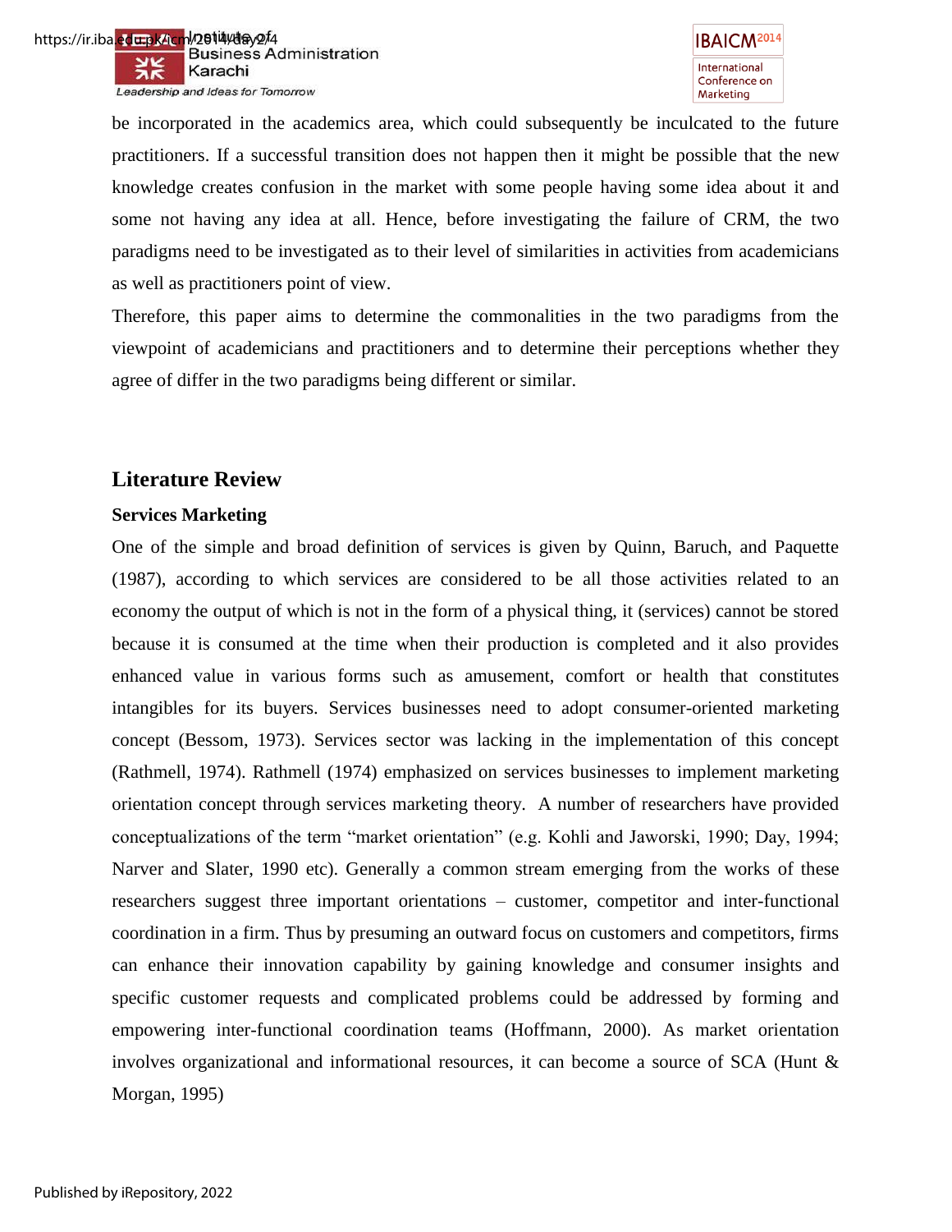be incorporated in the academics area, which could subsequently be inculcated to the future practitioners. If a successful transition does not happen then it might be possible that the new knowledge creates confusion in the market with some people having some idea about it and some not having any idea at all. Hence, before investigating the failure of CRM, the two paradigms need to be investigated as to their level of similarities in activities from academicians as well as practitioners point of view.

Therefore, this paper aims to determine the commonalities in the two paradigms from the viewpoint of academicians and practitioners and to determine their perceptions whether they agree of differ in the two paradigms being different or similar.

## Literature Review

### Services Marketing

One of the simple and broad definition of services is given by Quinn, Baruch, and Paquette (1987), according to which services are considered to be all those activities related to an economy the output of which is not in the form of a physical thing, it (services) cannot be stored because it is consumed at the time when their production is completed and it also provides enhanced value in various forms such as amusement, comfort or health that constitutes intangibles for its buyers. Services businesses need to adopt consumer-oriented marketing concept (Bessom, 1973). Services sector was lacking in the implementation of this concept (Rathmell, 1974). Rathmell (1974) emphasized on services businesses to implement marketing orientation concept through services marketing theory. A number of researchers have provided conceptualizations of the term "market orientation" (e.g. Kohli and Jaworski, 1990; Day, 1994; Narver and Slater, 1990 etc). Generally a common stream emerging from the works of these researchers suggest three important orientations – customer, competitor and inter-functional coordination in a firm. Thus by presuming an outward focus on customers and competitors, firms can enhance their innovation capability by gaining knowledge and consumer insights and specific customer requests and complicated problems could be addressed by forming and empowering inter-functional coordination teams (Hoffmann, 2000). As market orientation involves organizational and informational resources, it can become a source of SCA (Hunt & Morgan, 1995)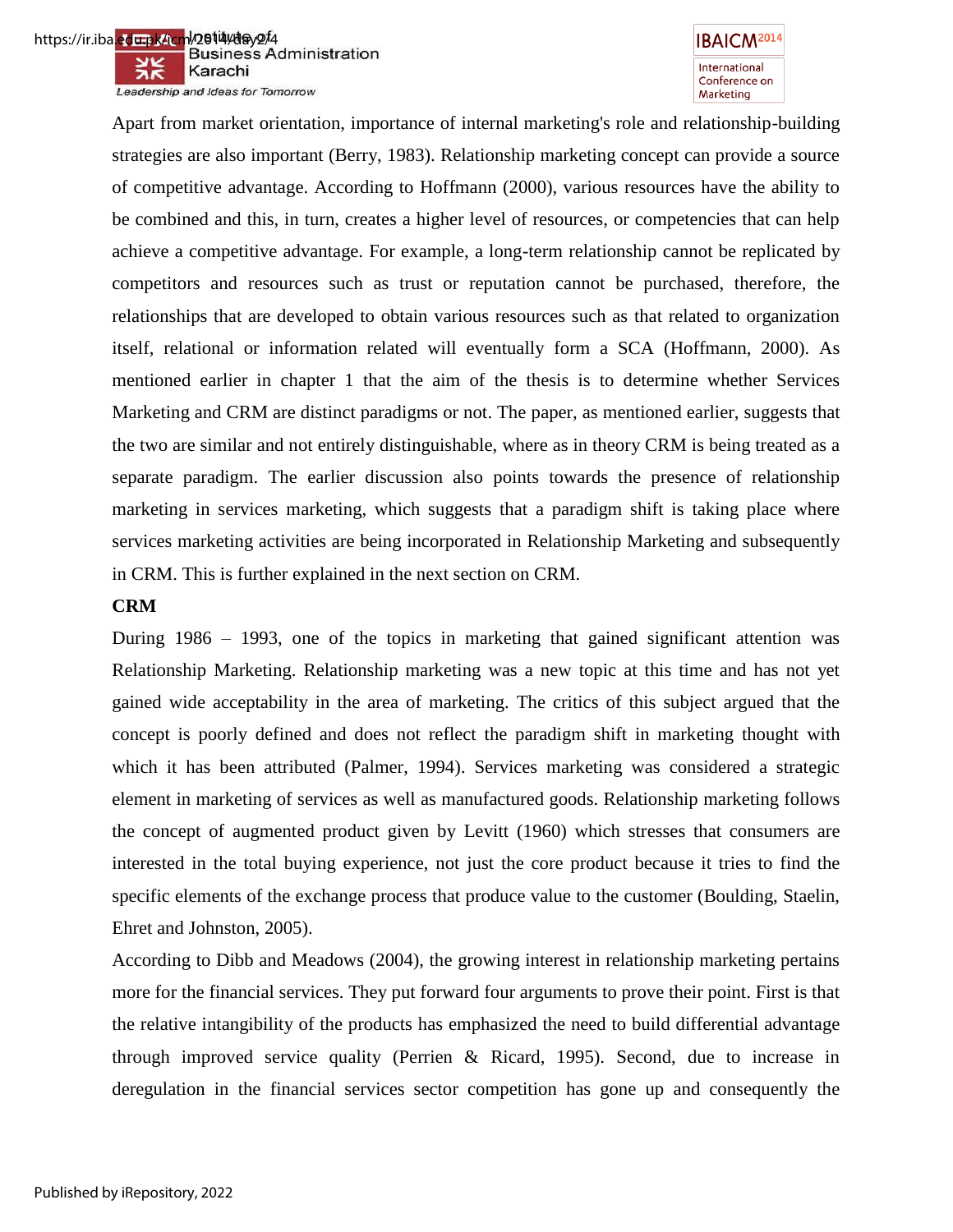Apart from market orientation, importance of internal marketing's role and relationship-building strategies are also important (Berry, 1983). Relationship marketing concept can provide a source of competitive advantage. According to Hoffmann (2000), various resources have the ability to be combined and this, in turn, creates a higher level of resources, or competencies that can help achieve a competitive advantage. For example, a long-term relationship cannot be replicated by competitors and resources such as trust or reputation cannot be purchased, therefore, the relationships that are developed to obtain various resources such as that related to organization itself, relational or information related will eventually form a SCA (Hoffmann, 2000). As mentioned earlier in chapter 1 that the aim of the thesis is to determine whether Services Marketing and CRM are distinct paradigms or not. The paper, as mentioned earlier, suggests that the two are similar and not entirely distinguishable, where as in theory CRM is being treated as a separate paradigm. The earlier discussion also points towards the presence of relationship marketing in services marketing, which suggests that a paradigm shift is taking place where services marketing activities are being incorporated in Relationship Marketing and subsequently in CRM. This is further explained in the next section on CRM.

**CRM**

During 1986 – 1993, one of the topics in marketing that gained significant attention was Relationship Marketing. Relationship marketing was a new topic at this time and has not yet gained wide acceptability in the area of marketing. The critics of this subject argued that the concept is poorly defined and does not reflect the paradigm shift in marketing thought with which it has been attributed (Palmer, 1994). Services marketing was considered a strategic element in marketing of services as well as manufactured goods. Relationship marketing follows the concept of augmented product given by Levitt (1960) which stresses that consumers are interested in the total buying experience, not just the core product because it tries to find the specific elements of the exchange process that produce value to the customer (Boulding, Staelin, Ehret and Johnston, 2005).

According to Dibb and Meadows (2004), the growing interest in relationship marketing pertains more for the financial services. They put forward four arguments to prove their point. First is that the relative intangibility of the products has emphasized the need to build differential advantage through improved service quality (Perrien & Ricard, 1995). Second, due to increase in deregulation in the financial services sector competition has gone up and consequently the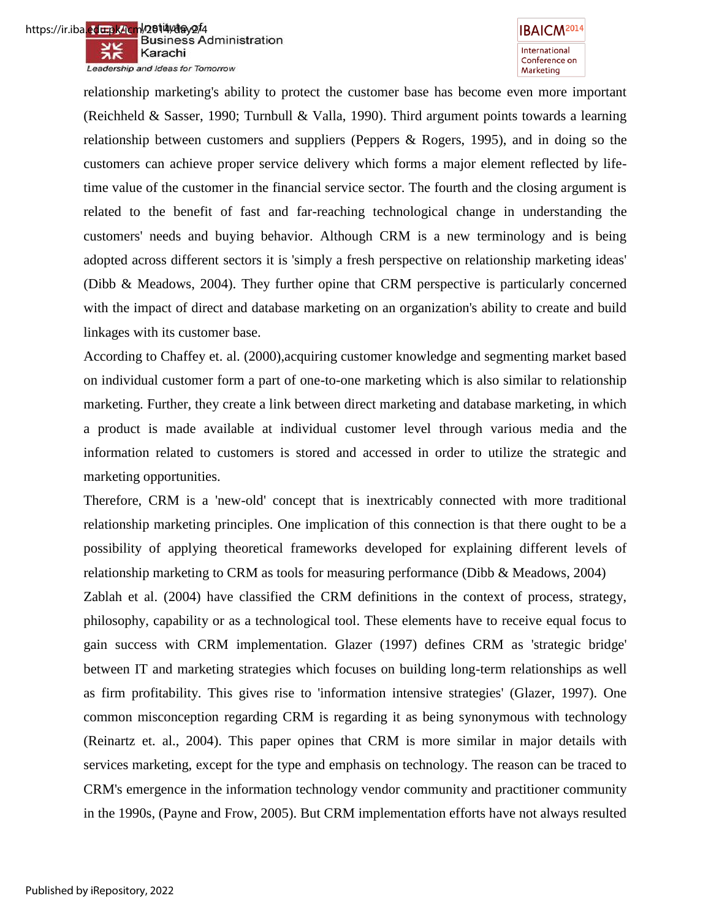relationship marketing's ability to protect the customer base has become even more important (Reichheld & Sasser, 1990; Turnbull & Valla, 1990). Third argument points towards a learning relationship between customers and suppliers (Peppers & Rogers, 1995), and in doing so the customers can achieve proper service delivery which forms a major element reflected by life-time value of the customer in the financial service sector. The fourth and the closing argument is related to the benefit of fast and far-reaching technological change in understanding the customers' needs and buying behavior. Although CRM is a new terminology and is being adopted across different sectors it is 'simply a fresh perspective on relationship marketing ideas' (Dibb & Meadows, 2004). They further opine that CRM perspective is particularly concerned with the impact of direct and database marketing on an organization's ability to create and build linkages with its customer base.

According to Chaffey et. al. (2000),acquiring customer knowledge and segmenting market based on individual customer form a part of one-to-one marketing which is also similar to relationship marketing. Further, they create a link between direct marketing and database marketing, in which a product is made available at individual customer level through various media and the information related to customers is stored and accessed in order to utilize the strategic and marketing opportunities.

Therefore, CRM is a 'new-old' concept that is inextricably connected with more traditional relationship marketing principles. One implication of this connection is that there ought to be a possibility of applying theoretical frameworks developed for explaining different levels of relationship marketing to CRM as tools for measuring performance (Dibb & Meadows, 2004)

Zablah et al. (2004) have classified the CRM definitions in the context of process, strategy, philosophy, capability or as a technological tool. These elements have to receive equal focus to gain success with CRM implementation. Glazer (1997) defines CRM as 'strategic bridge' between IT and marketing strategies which focuses on building long-term relationships as well as firm profitability. This gives rise to 'information intensive strategies' (Glazer, 1997). One common misconception regarding CRM is regarding it as being synonymous with technology (Reinartz et. al., 2004). This paper opines that CRM is more similar in major details with services marketing, except for the type and emphasis on technology. The reason can be traced to CRM's emergence in the information technology vendor community and practitioner community in the 1990s, (Payne and Frow, 2005). But CRM implementation efforts have not always resulted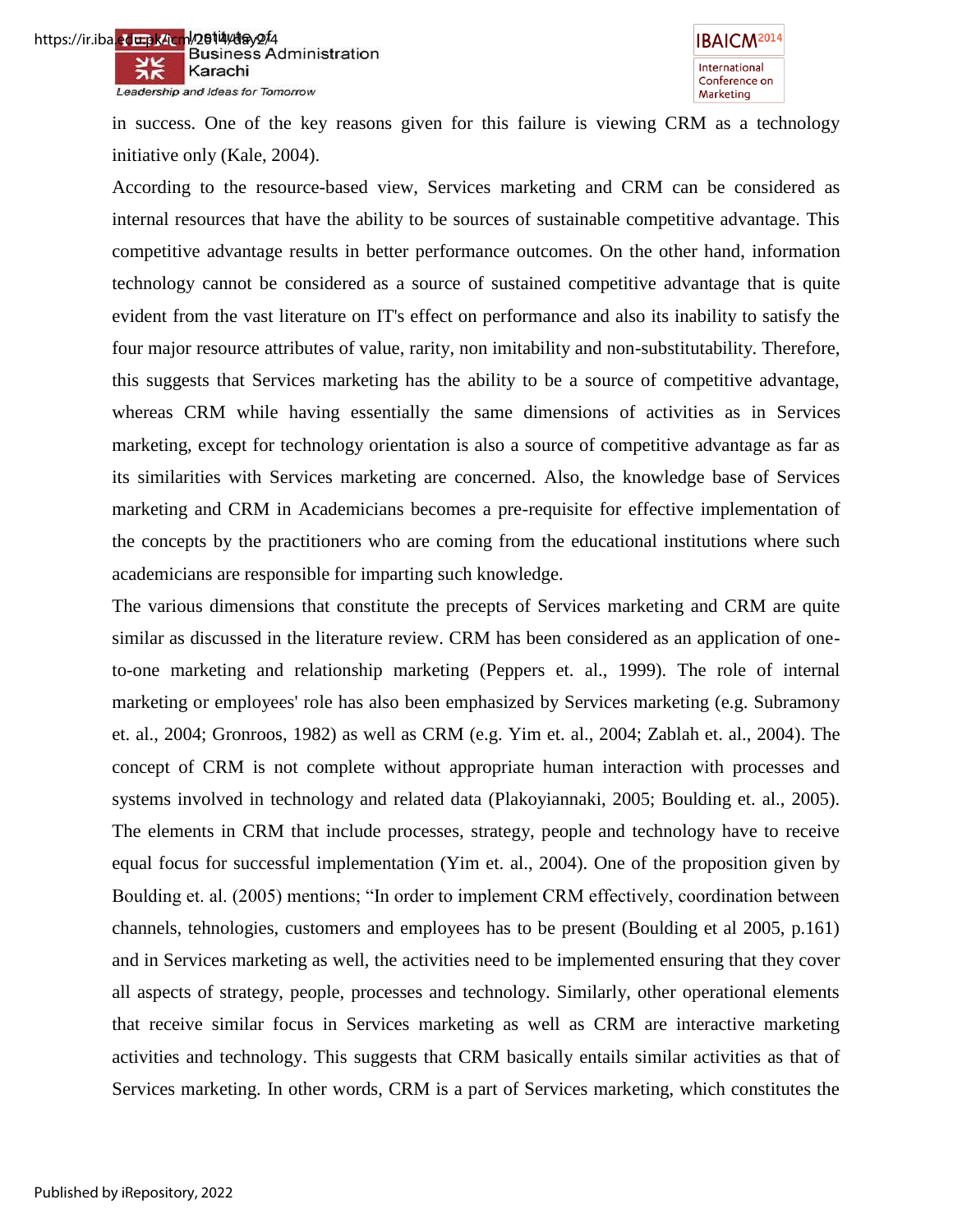in success. One of the key reasons given for this failure is viewing CRM as a technology initiative only (Kale, 2004).

According to the resource-based view, Services marketing and CRM can be considered as internal resources that have the ability to be sources of sustainable competitive advantage. This competitive advantage results in better performance outcomes. On the other hand, information technology cannot be considered as a source of sustained competitive advantage that is quite evident from the vast literature on IT's effect on performance and also its inability to satisfy the four major resource attributes of value, rarity, non imitability and non-substitutability. Therefore, this suggests that Services marketing has the ability to be a source of competitive advantage, whereas CRM while having essentially the same dimensions of activities as in Services marketing, except for technology orientation is also a source of competitive advantage as far as its similarities with Services marketing are concerned. Also, the knowledge base of Services marketing and CRM in Academicians becomes a pre-requisite for effective implementation of the concepts by the practitioners who are coming from the educational institutions where such academicians are responsible for imparting such knowledge.

The various dimensions that constitute the precepts of Services marketing and CRM are quite similar as discussed in the literature review. CRM has been considered as an application of one-to-one marketing and relationship marketing (Peppers et. al., 1999). The role of internal marketing or employees' role has also been emphasized by Services marketing (e.g. Subramony et. al., 2004; Gronroos, 1982) as well as CRM (e.g. Yim et. al., 2004; Zablah et. al., 2004). The concept of CRM is not complete without appropriate human interaction with processes and systems involved in technology and related data (Plakoyiannaki, 2005; Boulding et. al., 2005). The elements in CRM that include processes, strategy, people and technology have to receive equal focus for successful implementation (Yim et. al., 2004). One of the proposition given by Boulding et. al. (2005) mentions; "In order to implement CRM effectively, coordination between channels, tehnologies, customers and employees has to be present (Boulding et al 2005, p.161) and in Services marketing as well, the activities need to be implemented ensuring that they cover all aspects of strategy, people, processes and technology. Similarly, other operational elements that receive similar focus in Services marketing as well as CRM are interactive marketing activities and technology. This suggests that CRM basically entails similar activities as that of Services marketing. In other words, CRM is a part of Services marketing, which constitutes the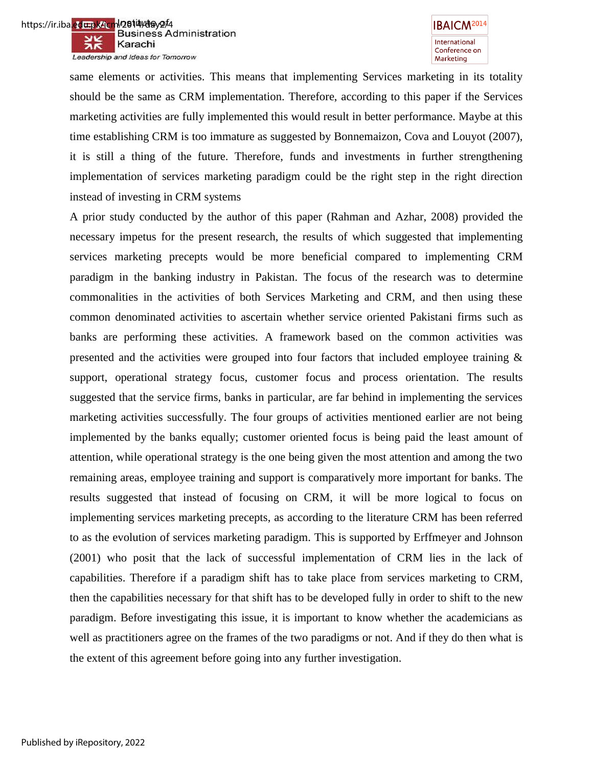same elements or activities. This means that implementing Services marketing in its totality should be the same as CRM implementation. Therefore, according to this paper if the Services marketing activities are fully implemented this would result in better performance. Maybe at this time establishing CRM is too immature as suggested by Bonnemaizon, Cova and Louyot (2007), it is still a thing of the future. Therefore, funds and investments in further strengthening implementation of services marketing paradigm could be the right step in the right direction instead of investing in CRM systems

A prior study conducted by the author of this paper (Rahman and Azhar, 2008) provided the necessary impetus for the present research, the results of which suggested that implementing services marketing precepts would be more beneficial compared to implementing CRM paradigm in the banking industry in Pakistan. The focus of the research was to determine commonalities in the activities of both Services Marketing and CRM, and then using these common denominated activities to ascertain whether service oriented Pakistani firms such as banks are performing these activities. A framework based on the common activities was presented and the activities were grouped into four factors that included employee training & support, operational strategy focus, customer focus and process orientation. The results suggested that the service firms, banks in particular, are far behind in implementing the services marketing activities successfully. The four groups of activities mentioned earlier are not being implemented by the banks equally; customer oriented focus is being paid the least amount of attention, while operational strategy is the one being given the most attention and among the two remaining areas, employee training and support is comparatively more important for banks. The results suggested that instead of focusing on CRM, it will be more logical to focus on implementing services marketing precepts, as according to the literature CRM has been referred to as the evolution of services marketing paradigm. This is supported by Erffmeyer and Johnson (2001) who posit that the lack of successful implementation of CRM lies in the lack of capabilities. Therefore if a paradigm shift has to take place from services marketing to CRM, then the capabilities necessary for that shift has to be developed fully in order to shift to the new paradigm. Before investigating this issue, it is important to know whether the academicians as well as practitioners agree on the frames of the two paradigms or not. And if they do then what is the extent of this agreement before going into any further investigation.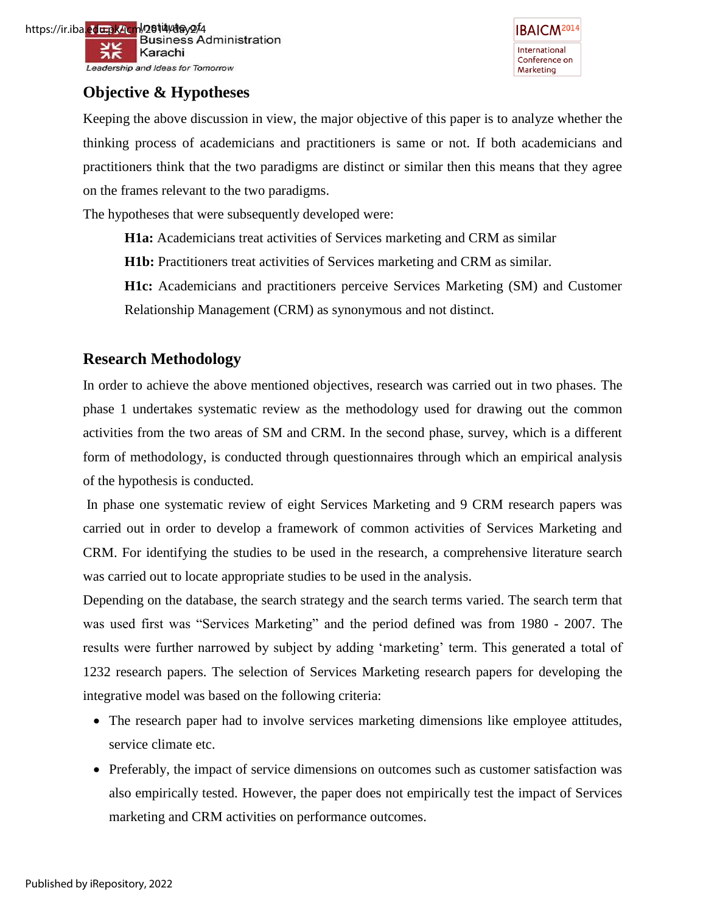## Objective & Hypotheses

Keeping the above discussion in view, the major objective of this paper is to analyze whether the thinking process of academicians and practitioners is same or not. If both academicians and practitioners think that the two paradigms are distinct or similar then this means that they agree on the frames relevant to the two paradigms.

The hypotheses that were subsequently developed were:

**H1a:** Academicians treat activities of Services marketing and CRM as similar

**H1b:** Practitioners treat activities of Services marketing and CRM as similar.

**H1c:** Academicians and practitioners perceive Services Marketing (SM) and Customer Relationship Management (CRM) as synonymous and not distinct.

## Research Methodology

In order to achieve the above mentioned objectives, research was carried out in two phases. The phase 1 undertakes systematic review as the methodology used for drawing out the common activities from the two areas of SM and CRM. In the second phase, survey, which is a different form of methodology, is conducted through questionnaires through which an empirical analysis of the hypothesis is conducted.

In phase one systematic review of eight Services Marketing and 9 CRM research papers was carried out in order to develop a framework of common activities of Services Marketing and CRM. For identifying the studies to be used in the research, a comprehensive literature search was carried out to locate appropriate studies to be used in the analysis.

Depending on the database, the search strategy and the search terms varied. The search term that was used first was "Services Marketing" and the period defined was from 1980 - 2007. The results were further narrowed by subject by adding 'marketing' term. This generated a total of 1232 research papers. The selection of Services Marketing research papers for developing the integrative model was based on the following criteria:

- The research paper had to involve services marketing dimensions like employee attitudes, service climate etc.
- Preferably, the impact of service dimensions on outcomes such as customer satisfaction was also empirically tested. However, the paper does not empirically test the impact of Services marketing and CRM activities on performance outcomes.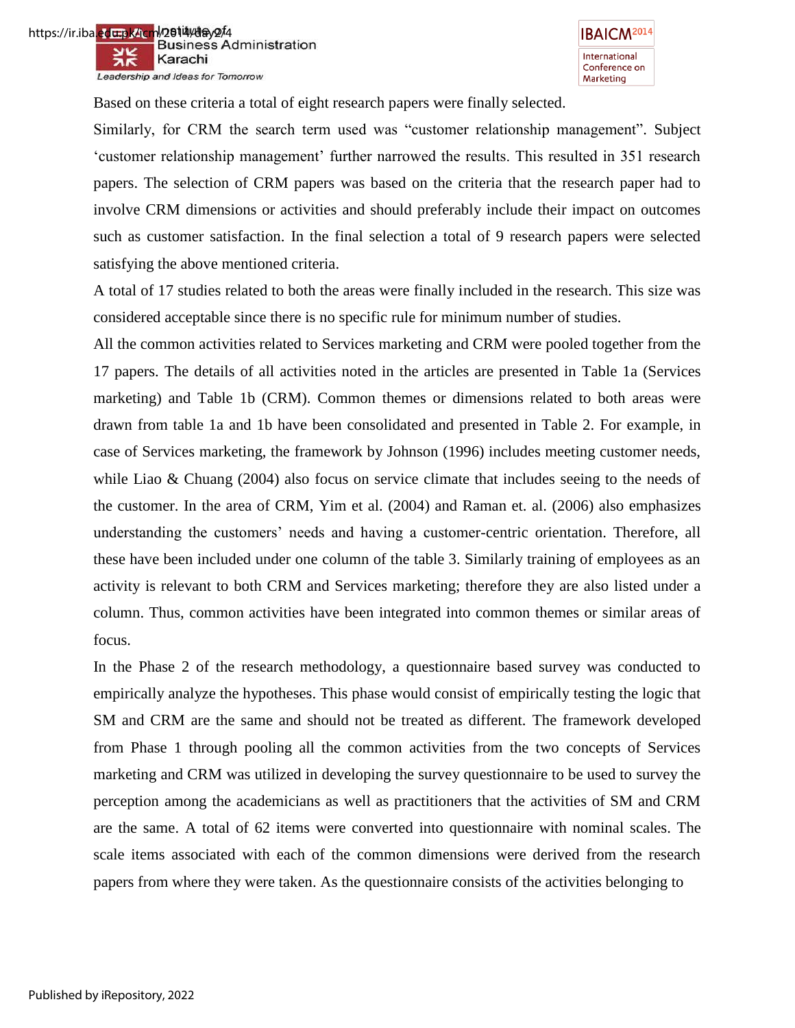Based on these criteria a total of eight research papers were finally selected.

Similarly, for CRM the search term used was “customer relationship management”. Subject ‘customer relationship management’ further narrowed the results. This resulted in 351 research papers. The selection of CRM papers was based on the criteria that the research paper had to involve CRM dimensions or activities and should preferably include their impact on outcomes such as customer satisfaction. In the final selection a total of 9 research papers were selected satisfying the above mentioned criteria.

A total of 17 studies related to both the areas were finally included in the research. This size was considered acceptable since there is no specific rule for minimum number of studies.

All the common activities related to Services marketing and CRM were pooled together from the 17 papers. The details of all activities noted in the articles are presented in Table 1a (Services marketing) and Table 1b (CRM). Common themes or dimensions related to both areas were drawn from table 1a and 1b have been consolidated and presented in Table 2. For example, in case of Services marketing, the framework by Johnson (1996) includes meeting customer needs, while Liao & Chuang (2004) also focus on service climate that includes seeing to the needs of the customer. In the area of CRM, Yim et al. (2004) and Raman et. al. (2006) also emphasizes understanding the customers’ needs and having a customer-centric orientation. Therefore, all these have been included under one column of the table 3. Similarly training of employees as an activity is relevant to both CRM and Services marketing; therefore they are also listed under a column. Thus, common activities have been integrated into common themes or similar areas of focus.

In the Phase 2 of the research methodology, a questionnaire based survey was conducted to empirically analyze the hypotheses. This phase would consist of empirically testing the logic that SM and CRM are the same and should not be treated as different. The framework developed from Phase 1 through pooling all the common activities from the two concepts of Services marketing and CRM was utilized in developing the survey questionnaire to be used to survey the perception among the academicians as well as practitioners that the activities of SM and CRM are the same. A total of 62 items were converted into questionnaire with nominal scales. The scale items associated with each of the common dimensions were derived from the research papers from where they were taken. As the questionnaire consists of the activities belonging to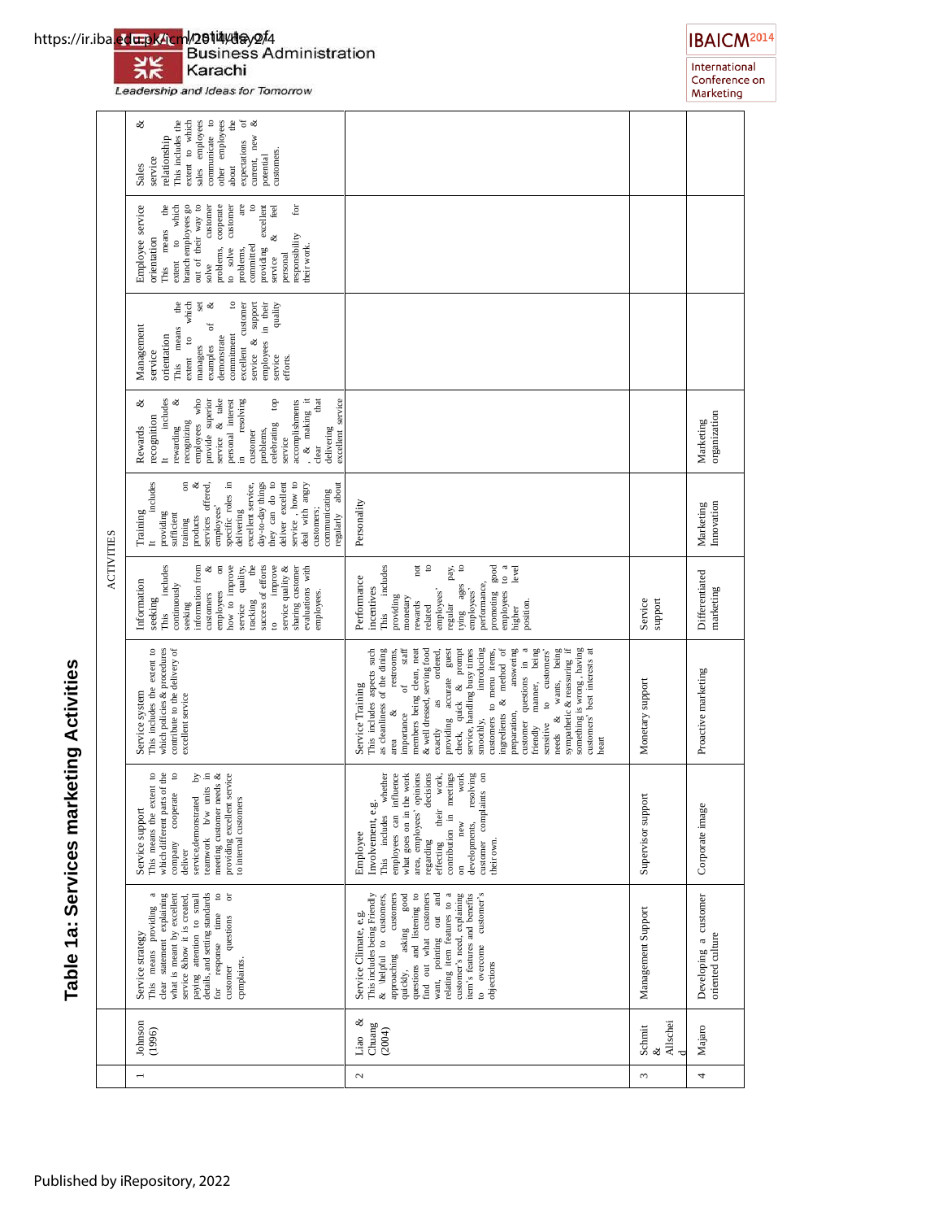# Table 1a: Services marketing Activities

| | | ACTIVITIES | | | | | | | |
|---|---|---|---|---|---|---|---|---|---|
| 1 | Johnson (1996) | Service strategy This means providing a clear statement explaining what is meant by excellent service &how it is created, paying attention to small details, and setting standards for response time to customer questions or cpmplaints. | Service support This means the extent to which different parts of the company cooperate to deliver service,demonstrated by teamwork b/w units in meeting customer needs & providing excellent service to internal customers | Service system This includes the extent to which policies & procedures contribute to the delivery of excellent service | Information seeking This includes continuously seeking information from customers & employees on how to improve service quality, tracking the success of efforts to improve service quality & sharing customer evaluations with employees. | Training It includes providing sufficient training on products & services offered, employees' specific roles in delivering excellent service, day-to-day things they can do to deliver excellent service , how to deal with angry customers; communicating regularly about | Rewards & recognition It includes rewarding & recognizing employees who provide superior service & take personal interest in resolving customer problems, celebrating top service accomplishments . & making it clear that delivering excellent service | Management service orientation This means the extent to which managers set examples of & demonstrate commitment to excellent customer service & support employees in their service quality efforts. | Employee service orientation This means the extent to which branch employees go out of their way to solve customer problems, cooperate to solve customer problems, are committed to providing excellent service & feel personal responsibility for their work. | Sales & service relationship This includes the extent to which sales employees communicate to other employees about the expectations of current, new & potential customers. |
| 2 | Liao & Chuang (2004) | Service Climate, e.g. This includes being Friendly & \helpful to customers, approaching customers quickly, asking good questions and listening to find out what customers want, pointing out and relating item features to a customer's need, explaining item's features and benefits to overcome customer's objections | Employee Involvement, e.g. This includes whether employees can influence what goes on in the work area, employees' opinions regarding decisions effecting their work, contribution in meetings on new work developments, resolving customer complaints on their own. | Service Training This includes aspects such as cleanliness of the dining area & restrooms, importance of staff members being clean, neat & well dressed, serving food exactly as ordered, providing accurate guest check, quick & prompt service, handling busy times smoothly, introducing customers to menu items, ingredients & method of preparation, answering customer questions in a friendly manner, being sensitive to customers' needs & wants, being sympathetic & reassuring if something is wrong, having customers' best interests at heart | Performance incentives This includes providing monetary rewards not related to employees' regular pay, tying ages to employees' performance, promoting good employees to a higher level position. | Personality | | | | |
| 3 | Schmit & Allschei d | Management Support | Supervisor support | Monetary support | Service support | | | | | |
| 4 | Majaro | Developing a customer oriented culture | Corporate image | Proactive marketing | Differentiated marketing | Marketing Innovation | Marketing organization | | | |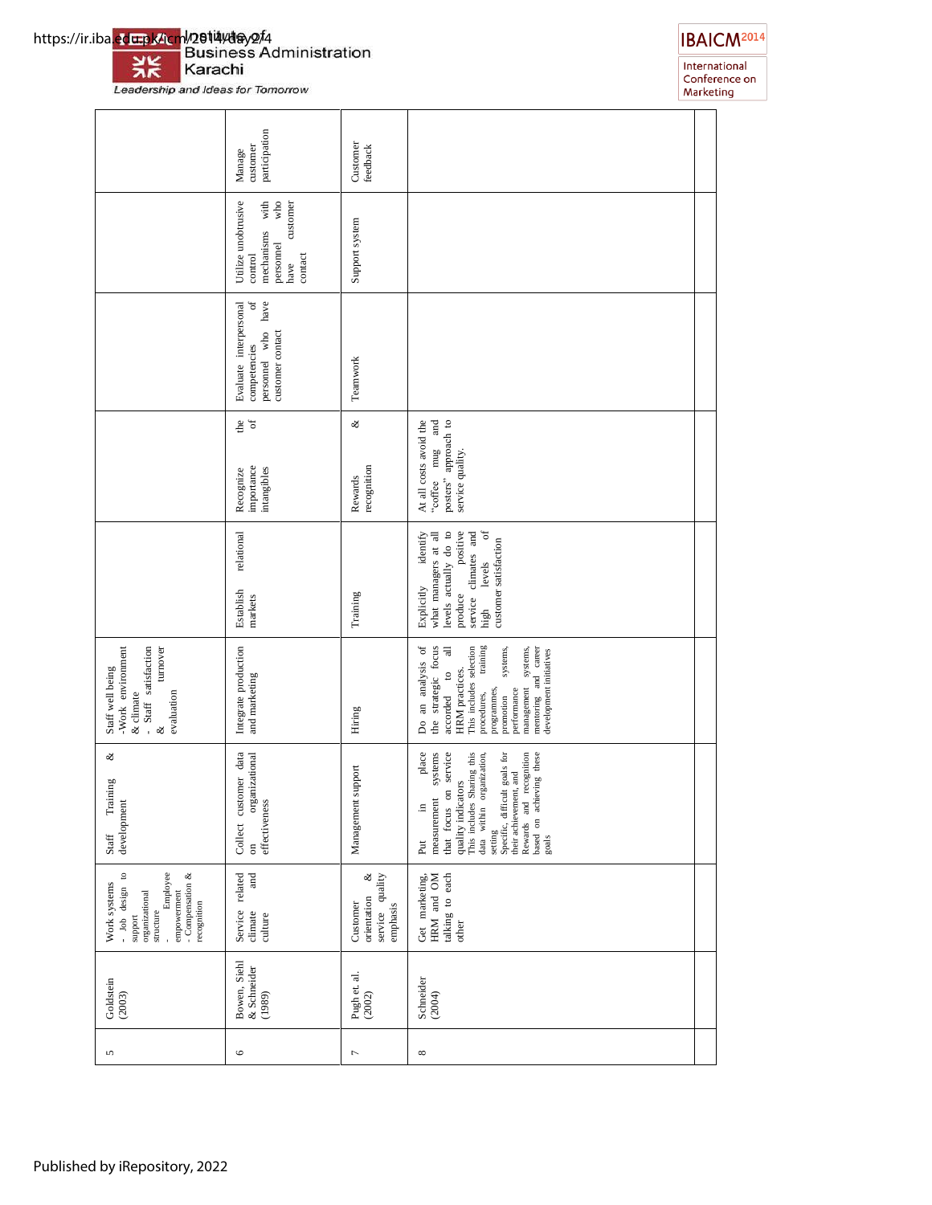| | | | | | | | | | |
|---|---|---|---|---|---|---|---|---|---|
| 5 | Goldstein (2003) | Work systems<br>- Job design to support organizational structure<br>- Employee empowerment<br>- Compensation & recognition | Staff Training & development | Staff well being<br>-Work environment & climate<br>- Staff satisfaction & turnover evaluation | | | | | |
| 6 | Bowen, Siehl & Schneider (1989) | Service related climate and culture | Collect customer data on organizational effectiveness | Integrate production and marketing | Establish relational markets | Recognize the importance of intangibles | Evaluate interpersonal competencies of personnel who have customer contact | Utilize unobtrusive control mechanisms with personnel who have customer contact | Manage customer participation |
| 7 | Pugh et. al. (2002) | Customer orientation & service quality emphasis | Management support | Hiring | Training | Rewards & recognition | Teamwork | Support system | Customer feedback |
| 8 | Schneider (2004) | Get marketing, HRM and OM talking to each other | Put in place measurement systems that focus on service quality indicators This includes Sharing this data within organization, setting Specific, difficult goals for their achievement, and Rewards and recognition based on achieving these goals | Do an analysis of the strategic focus accorded to all HRM practices. This includes selection procedures, training programmes, promotion systems, performance management systems, mentoring and career development initiatives | Explicitly identify what managers at all levels actually do to produce positive service climates and high levels of customer satisfaction | At all costs avoid the "coffee mug and posters" approach to service quality. | | | |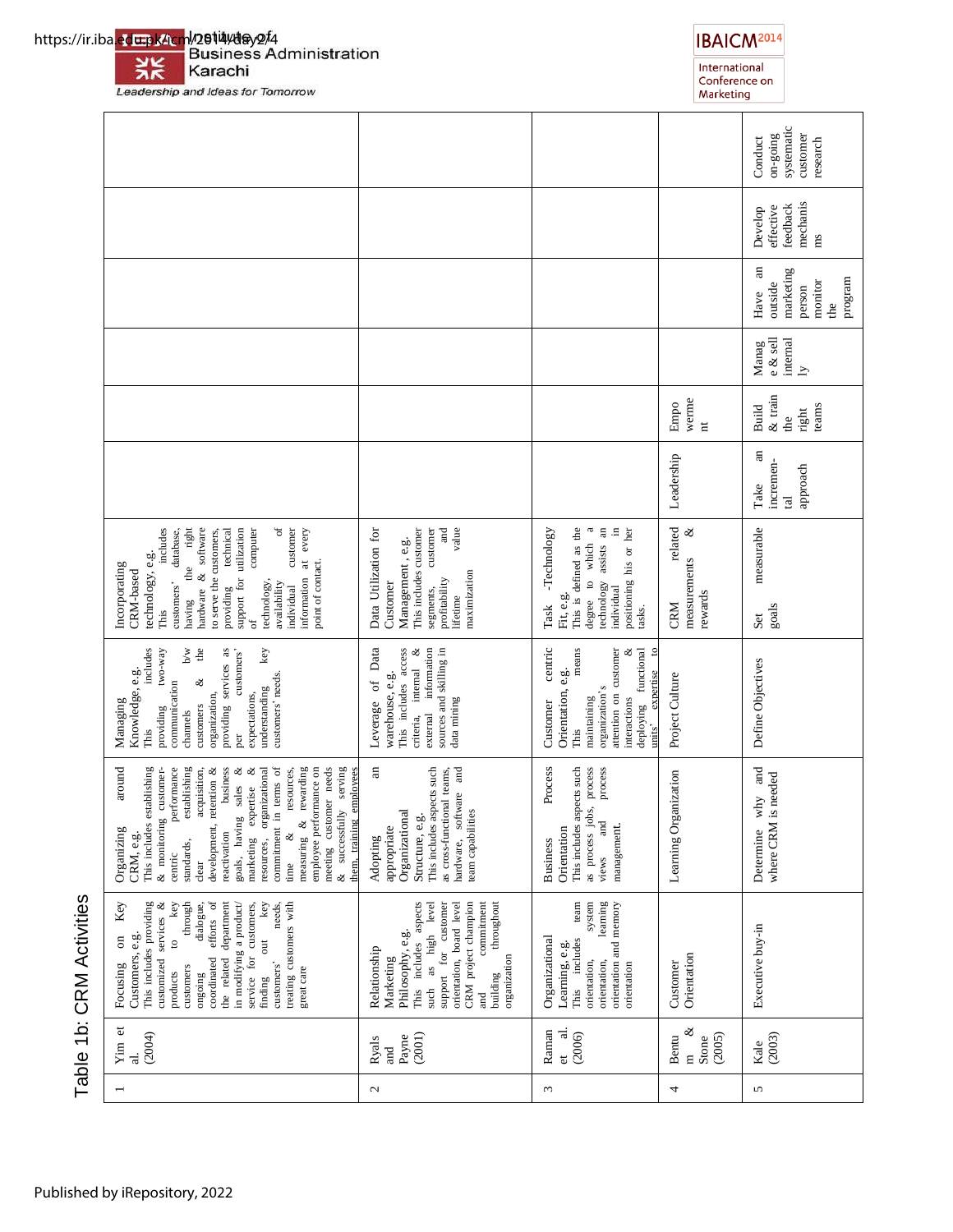Table 1b: CRM Activities

| | | | | | | | | | | |
|---|---|---|---|---|---|---|---|---|---|---|
| 1 | Yim et al. (2004) | Focusing on Key Customers, e.g. This includes providing customized services & products to key customers through ongoing dialogue, coordinated efforts of the related department in modifying a product/ service for customers, finding out key customers' needs, treating customers with great care | Organizing around CRM, e.g. This includes establishing & monitoring customer-centric performance standards, establishing clear acquisition, development, retention & reactivation business goals, having sales & marketing expertise & resources, organizational commitment in terms of time & resources, measuring & rewarding employee performance on meeting customer needs & successfully serving them, training employees | Managing Knowledge, e.g. This includes providing two-way communication channels b/w customers & the organization, providing services as per customers' expectations, understanding key customers' needs. | Incorporating CRM-based technology, e.g. This includes customers' database, having the right hardware & software to serve the customers, providing technical support for utilization of computer technology, availability of individual customer information at every point of contact. | | | | | |
| 2 | Ryals and Payne (2001) | Relationship Marketing Philosophy, e.g. This includes aspects such as high level support for customer orientation, board level CRM project champion and commitment building throughout organization | Adopting an appropriate Organizational Structure, e.g. This includes aspects such as cross-functional teams, hardware, software and team capabilities | Leverage of Data warehouse, e.g. This includes access criteria, internal & external information sources and skilling in data mining | Data Utilization for Customer Management , e.g. This includes customer segments, customer profitability and lifetime value maximization | | | | | |
| 3 | Raman et al. (2006) | Organizational Learning, e.g. This includes team orientation, system orientation, learning orientation and memory orientation | Business Process Orientation This includes aspects such as process jobs, process views and process management. | Customer centric Orientation, e.g. This means maintaining organization's attention on customer interactions & deploying functional units' expertise to | Task -Technology Fit, e.g. This is defined as the degree to which a technology assists an individual in positioning his or her tasks. | | | | | |
| 4 | Bentum & Stone (2005) | Customer Orientation | Learning Organization | Project Culture | CRM related measurements & rewards | Leadership | Empowerment | | | |
| 5 | Kale (2003) | Executive buy-in | Determine why and where CRM is needed | Define Objectives | Set measurable goals | Take an incremental approach | Build & train the right teams | Manage & sell internally | Have an outside marketing person monitor the program | Develop effective feedback mechanisms | Conduct on-going systematic customer research |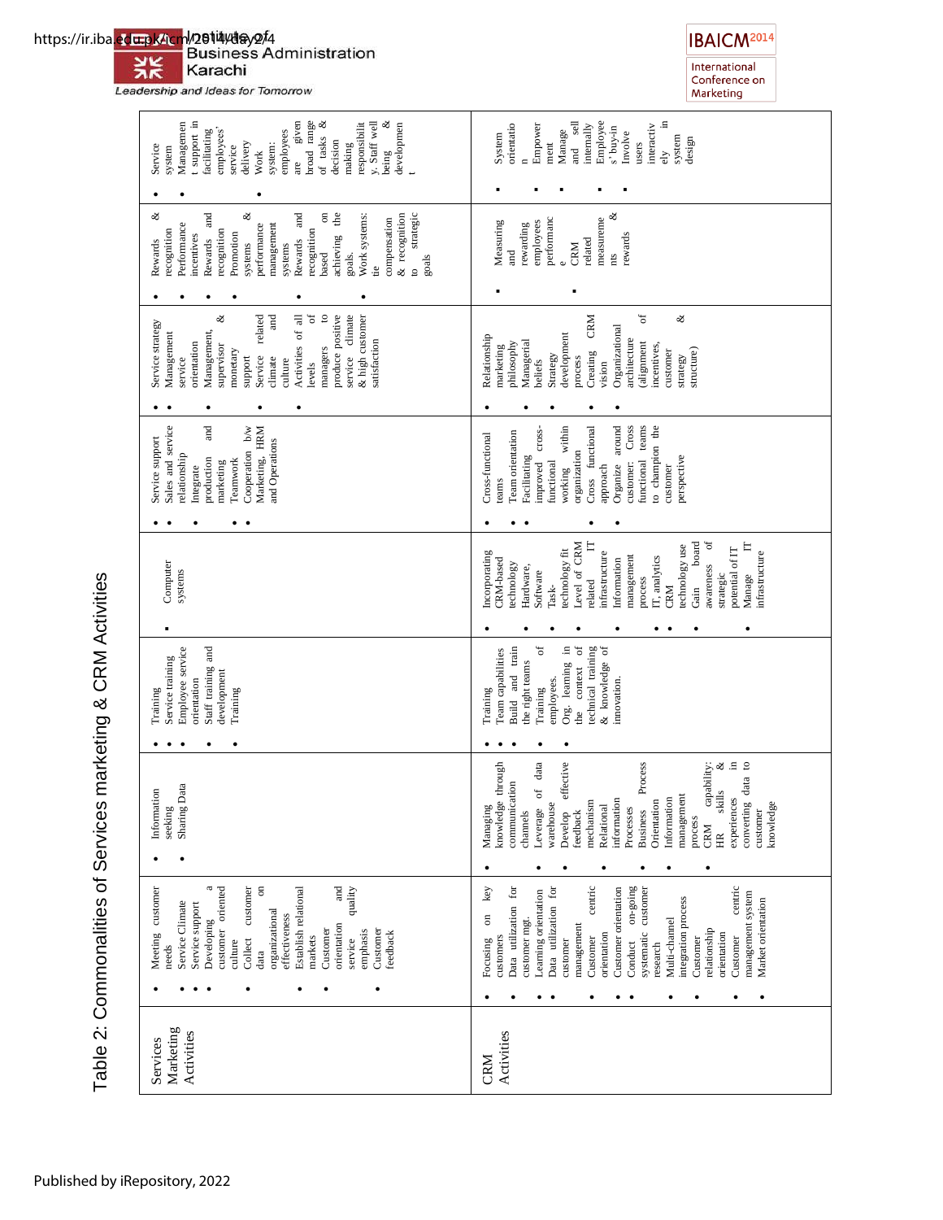Table 2: Commonalities of Services marketing & CRM Activities

| | | | | | | | | |
|---|---|---|---|---|---|---|---|---|
| Services Marketing Activities | • Meeting customer needs<br>• Service Climate<br>• Service support<br>• Developing a customer oriented culture<br>• Collect customer data on organizational effectiveness<br>• Establish relational markets<br>• Customer orientation and service quality emphasis<br>• Customer feedback | • Information seeking<br>• Sharing Data | • Training<br>• Service training<br>• Employee service orientation<br>• Staff training and development<br>• Training | • Computer systems | • Service support<br>• Sales and service relationship<br>• Integrate production and marketing<br>• Teamwork<br>• Cooperation b/w Marketing, HRM and Operations | • Service strategy<br>• Management service orientation<br>• Management, supervisor & monetary support<br>• Service related climate and culture<br>• Activities of all levels of managers to produce positive service climate & high customer satisfaction | • Rewards & recognition<br>• Performance incentives<br>• Rewards and recognition<br>• Promotion systems & performance management systems<br>• Rewards and recognition based on achieving the goals.<br>• Work systems: tie compensation & recognition to strategic goals | • Service system<br>• Management support in facilitating employees' service delivery<br>• Work system: employees are given broad range of tasks & decision making responsibility, Staff well being & development |
| CRM Activities | • Focusing on key customers<br>• Data utilization for customer mgt.<br>• Learning orientation<br>• Data utilization for customer management<br>• Customer centric orientation<br>• Customer orientation<br>• Conduct on-going systematic customer research<br>• Multi-channel integration process<br>• Customer relationship orientation<br>• Customer centric management system<br>• Market orientation | • Managing knowledge through communication channels<br>• Leverage of data warehouse<br>• Develop effective feedback mechanism<br>• Relational information Processes<br>• Business Process Orientation<br>• Information management process<br>• CRM capability: HR skills & experiences in converting data to customer knowledge | • Training<br>• Team capabilities<br>• Build and train the right teams<br>• Training of employees.<br>• Org. learning in the context of technical training & knowledge of innovation. | • Incorporating CRM-based technology<br>• Hardware, Software<br>• Task-technology fit<br>• Level of CRM related IT infrastructure<br>• Information management process<br>• IT, analytics<br>• CRM technology use<br>• Gain board awareness of strategic potential of IT<br>• Manage IT infrastructure | • Cross-functional teams<br>• Team orientation<br>• Facilitating improved cross-functional working within organization<br>• Cross functional approach<br>• Organize around customer: Cross functional teams to champion the customer perspective | • Relationship marketing philosophy<br>• Managerial beliefs<br>• Strategy development process<br>• Creating CRM vision<br>• Organizational architecture (alignment of incentives, customer strategy & structure) | • Measuring and rewarding employees performance<br>• CRM related measurements & rewards | • System orientation<br>• Empowerment<br>• Manage and sell internally<br>• Employee's buy-in<br>• Involve users interactively in system design |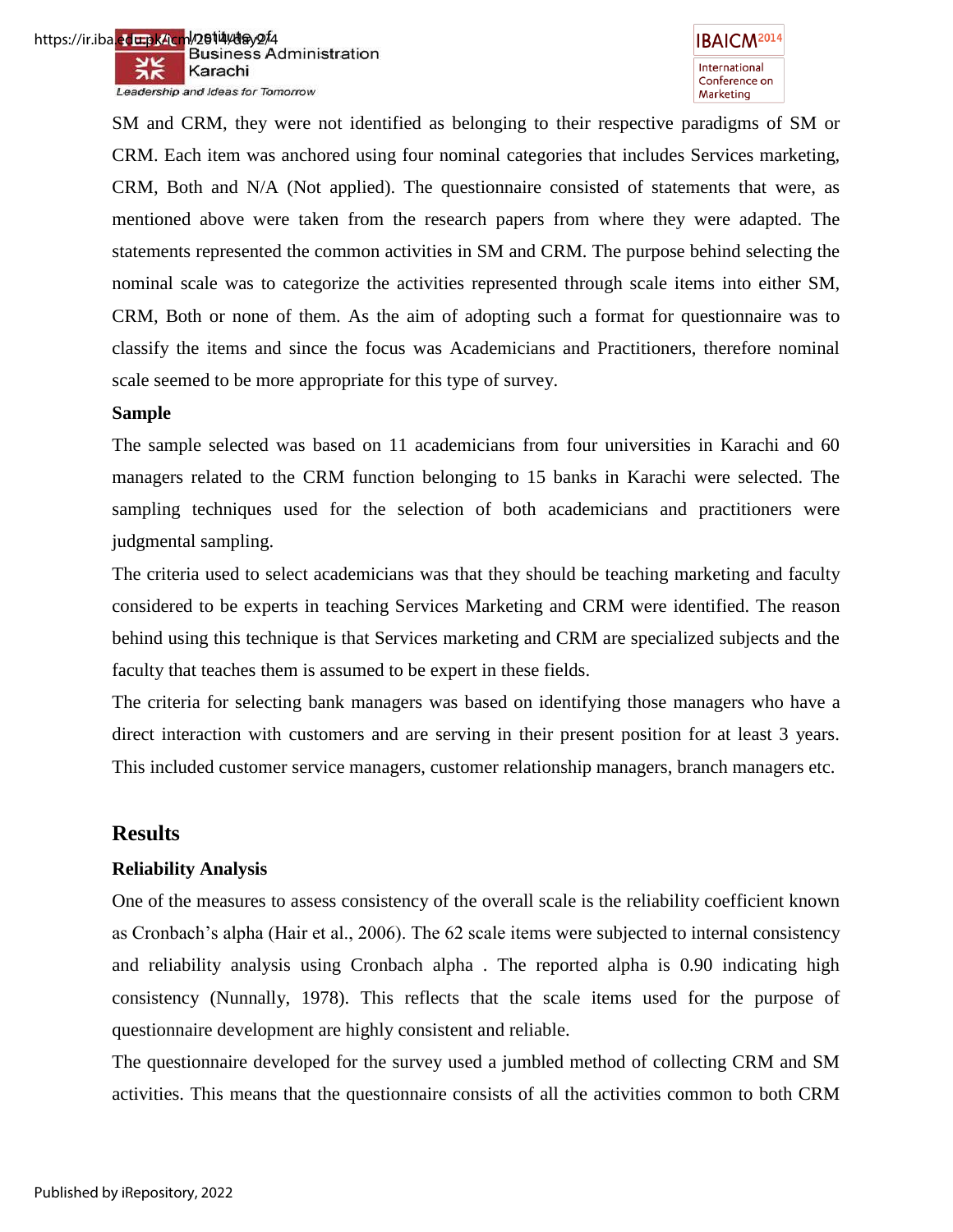SM and CRM, they were not identified as belonging to their respective paradigms of SM or CRM. Each item was anchored using four nominal categories that includes Services marketing, CRM, Both and N/A (Not applied). The questionnaire consisted of statements that were, as mentioned above were taken from the research papers from where they were adapted. The statements represented the common activities in SM and CRM. The purpose behind selecting the nominal scale was to categorize the activities represented through scale items into either SM, CRM, Both or none of them. As the aim of adopting such a format for questionnaire was to classify the items and since the focus was Academicians and Practitioners, therefore nominal scale seemed to be more appropriate for this type of survey.

**Sample**

The sample selected was based on 11 academicians from four universities in Karachi and 60 managers related to the CRM function belonging to 15 banks in Karachi were selected. The sampling techniques used for the selection of both academicians and practitioners were judgmental sampling.

The criteria used to select academicians was that they should be teaching marketing and faculty considered to be experts in teaching Services Marketing and CRM were identified. The reason behind using this technique is that Services marketing and CRM are specialized subjects and the faculty that teaches them is assumed to be expert in these fields.

The criteria for selecting bank managers was based on identifying those managers who have a direct interaction with customers and are serving in their present position for at least 3 years. This included customer service managers, customer relationship managers, branch managers etc.

## Results

**Reliability Analysis**

One of the measures to assess consistency of the overall scale is the reliability coefficient known as Cronbach's alpha (Hair et al., 2006). The 62 scale items were subjected to internal consistency and reliability analysis using Cronbach alpha . The reported alpha is 0.90 indicating high consistency (Nunnally, 1978). This reflects that the scale items used for the purpose of questionnaire development are highly consistent and reliable.

The questionnaire developed for the survey used a jumbled method of collecting CRM and SM activities. This means that the questionnaire consists of all the activities common to both CRM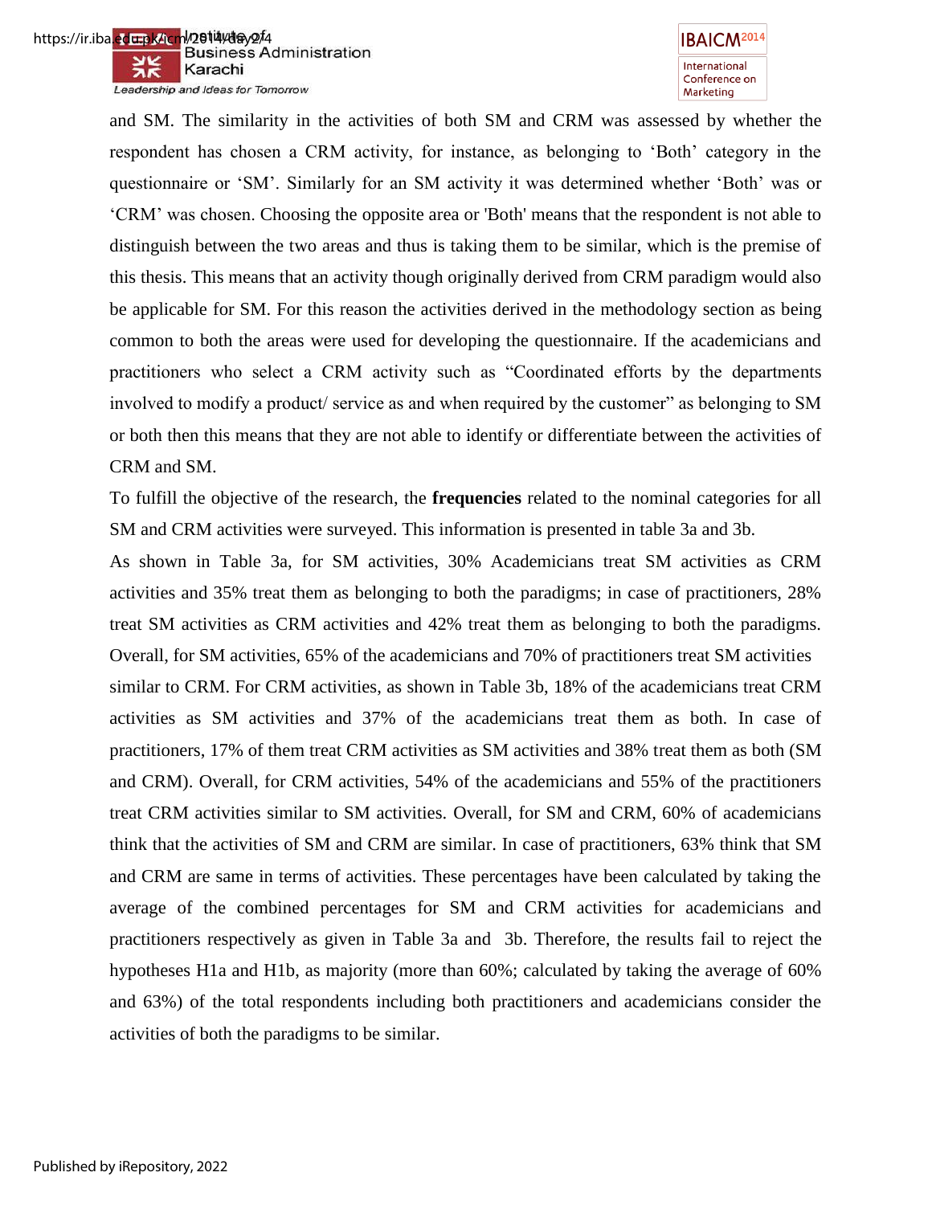and SM. The similarity in the activities of both SM and CRM was assessed by whether the respondent has chosen a CRM activity, for instance, as belonging to 'Both' category in the questionnaire or 'SM'. Similarly for an SM activity it was determined whether 'Both' was or 'CRM' was chosen. Choosing the opposite area or 'Both' means that the respondent is not able to distinguish between the two areas and thus is taking them to be similar, which is the premise of this thesis. This means that an activity though originally derived from CRM paradigm would also be applicable for SM. For this reason the activities derived in the methodology section as being common to both the areas were used for developing the questionnaire. If the academicians and practitioners who select a CRM activity such as "Coordinated efforts by the departments involved to modify a product/ service as and when required by the customer" as belonging to SM or both then this means that they are not able to identify or differentiate between the activities of CRM and SM.

To fulfill the objective of the research, the **frequencies** related to the nominal categories for all SM and CRM activities were surveyed. This information is presented in table 3a and 3b.

As shown in Table 3a, for SM activities, 30% Academicians treat SM activities as CRM activities and 35% treat them as belonging to both the paradigms; in case of practitioners, 28% treat SM activities as CRM activities and 42% treat them as belonging to both the paradigms. Overall, for SM activities, 65% of the academicians and 70% of practitioners treat SM activities similar to CRM. For CRM activities, as shown in Table 3b, 18% of the academicians treat CRM activities as SM activities and 37% of the academicians treat them as both. In case of practitioners, 17% of them treat CRM activities as SM activities and 38% treat them as both (SM and CRM). Overall, for CRM activities, 54% of the academicians and 55% of the practitioners treat CRM activities similar to SM activities. Overall, for SM and CRM, 60% of academicians think that the activities of SM and CRM are similar. In case of practitioners, 63% think that SM and CRM are same in terms of activities. These percentages have been calculated by taking the average of the combined percentages for SM and CRM activities for academicians and practitioners respectively as given in Table 3a and 3b. Therefore, the results fail to reject the hypotheses H1a and H1b, as majority (more than 60%; calculated by taking the average of 60% and 63%) of the total respondents including both practitioners and academicians consider the activities of both the paradigms to be similar.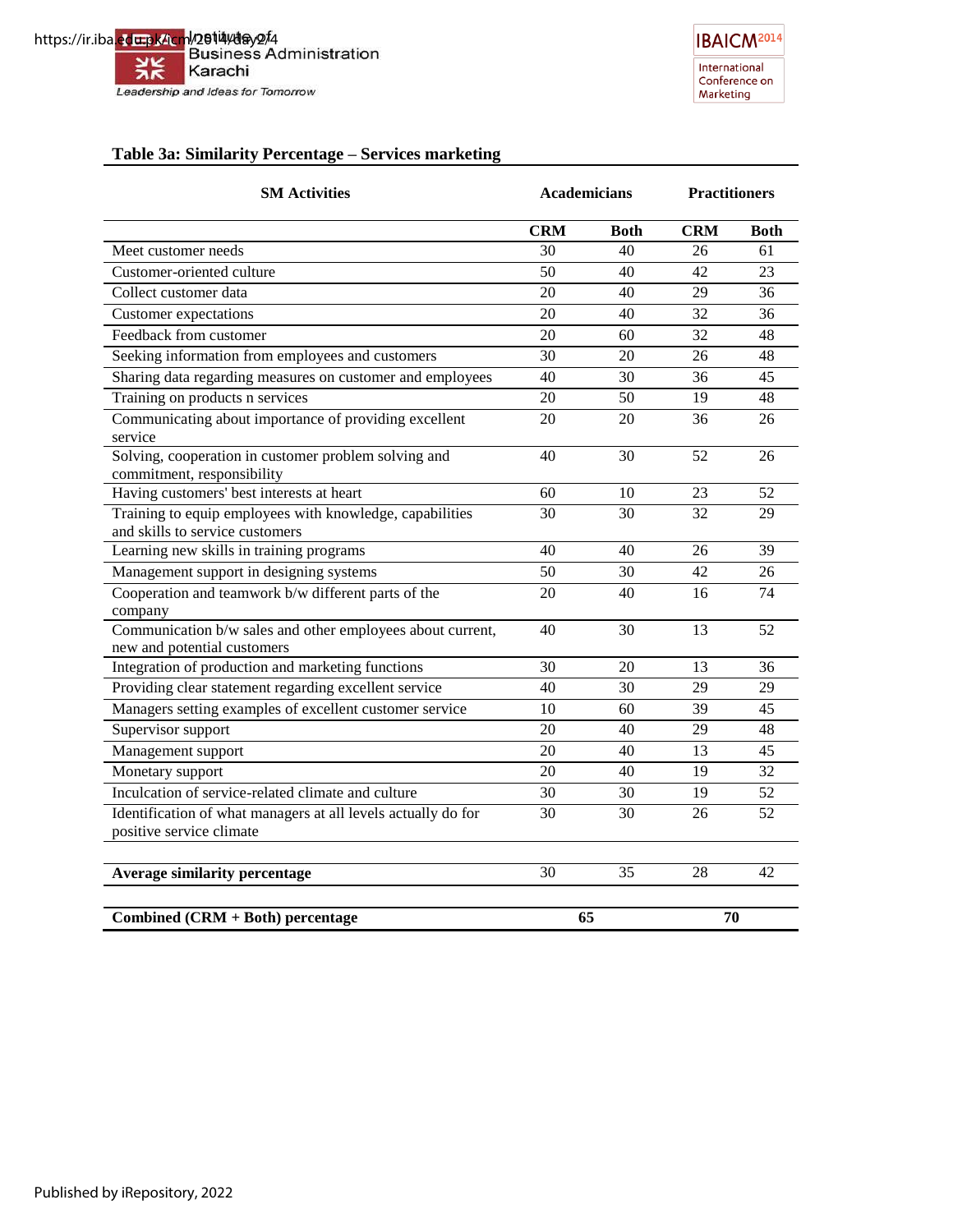**Table 3a: Similarity Percentage – Services marketing**

| SM Activities | Academicians | | Practitioners | |
|---|---|---|---|---|
| | CRM | Both | CRM | Both |
| Meet customer needs | 30 | 40 | 26 | 61 |
| Customer-oriented culture | 50 | 40 | 42 | 23 |
| Collect customer data | 20 | 40 | 29 | 36 |
| Customer expectations | 20 | 40 | 32 | 36 |
| Feedback from customer | 20 | 60 | 32 | 48 |
| Seeking information from employees and customers | 30 | 20 | 26 | 48 |
| Sharing data regarding measures on customer and employees | 40 | 30 | 36 | 45 |
| Training on products n services | 20 | 50 | 19 | 48 |
| Communicating about importance of providing excellent service | 20 | 20 | 36 | 26 |
| Solving, cooperation in customer problem solving and commitment, responsibility | 40 | 30 | 52 | 26 |
| Having customers' best interests at heart | 60 | 10 | 23 | 52 |
| Training to equip employees with knowledge, capabilities and skills to service customers | 30 | 30 | 32 | 29 |
| Learning new skills in training programs | 40 | 40 | 26 | 39 |
| Management support in designing systems | 50 | 30 | 42 | 26 |
| Cooperation and teamwork b/w different parts of the company | 20 | 40 | 16 | 74 |
| Communication b/w sales and other employees about current, new and potential customers | 40 | 30 | 13 | 52 |
| Integration of production and marketing functions | 30 | 20 | 13 | 36 |
| Providing clear statement regarding excellent service | 40 | 30 | 29 | 29 |
| Managers setting examples of excellent customer service | 10 | 60 | 39 | 45 |
| Supervisor support | 20 | 40 | 29 | 48 |
| Management support | 20 | 40 | 13 | 45 |
| Monetary support | 20 | 40 | 19 | 32 |
| Inculcation of service-related climate and culture | 30 | 30 | 19 | 52 |
| Identification of what managers at all levels actually do for positive service climate | 30 | 30 | 26 | 52 |
| **Average similarity percentage** | 30 | 35 | 28 | 42 |
| **Combined (CRM + Both) percentage** | 65 | | 70 | |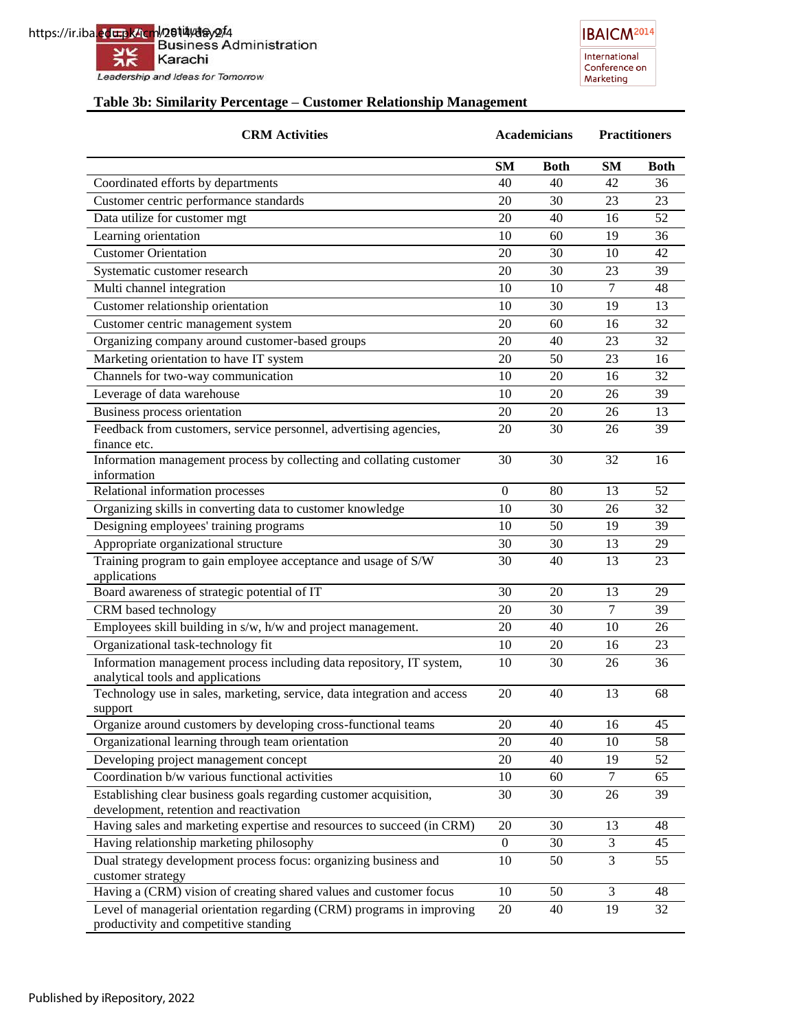### Table 3b: Similarity Percentage – Customer Relationship Management

| CRM Activities | Academicians | | Practitioners | |
|---|---|---|---|---|
| | SM | Both | SM | Both |
| Coordinated efforts by departments | 40 | 40 | 42 | 36 |
| Customer centric performance standards | 20 | 30 | 23 | 23 |
| Data utilize for customer mgt | 20 | 40 | 16 | 52 |
| Learning orientation | 10 | 60 | 19 | 36 |
| Customer Orientation | 20 | 30 | 10 | 42 |
| Systematic customer research | 20 | 30 | 23 | 39 |
| Multi channel integration | 10 | 10 | 7 | 48 |
| Customer relationship orientation | 10 | 30 | 19 | 13 |
| Customer centric management system | 20 | 60 | 16 | 32 |
| Organizing company around customer-based groups | 20 | 40 | 23 | 32 |
| Marketing orientation to have IT system | 20 | 50 | 23 | 16 |
| Channels for two-way communication | 10 | 20 | 16 | 32 |
| Leverage of data warehouse | 10 | 20 | 26 | 39 |
| Business process orientation | 20 | 20 | 26 | 13 |
| Feedback from customers, service personnel, advertising agencies, finance etc. | 20 | 30 | 26 | 39 |
| Information management process by collecting and collating customer information | 30 | 30 | 32 | 16 |
| Relational information processes | 0 | 80 | 13 | 52 |
| Organizing skills in converting data to customer knowledge | 10 | 30 | 26 | 32 |
| Designing employees' training programs | 10 | 50 | 19 | 39 |
| Appropriate organizational structure | 30 | 30 | 13 | 29 |
| Training program to gain employee acceptance and usage of S/W applications | 30 | 40 | 13 | 23 |
| Board awareness of strategic potential of IT | 30 | 20 | 13 | 29 |
| CRM based technology | 20 | 30 | 7 | 39 |
| Employees skill building in s/w, h/w and project management. | 20 | 40 | 10 | 26 |
| Organizational task-technology fit | 10 | 20 | 16 | 23 |
| Information management process including data repository, IT system, analytical tools and applications | 10 | 30 | 26 | 36 |
| Technology use in sales, marketing, service, data integration and access support | 20 | 40 | 13 | 68 |
| Organize around customers by developing cross-functional teams | 20 | 40 | 16 | 45 |
| Organizational learning through team orientation | 20 | 40 | 10 | 58 |
| Developing project management concept | 20 | 40 | 19 | 52 |
| Coordination b/w various functional activities | 10 | 60 | 7 | 65 |
| Establishing clear business goals regarding customer acquisition, development, retention and reactivation | 30 | 30 | 26 | 39 |
| Having sales and marketing expertise and resources to succeed (in CRM) | 20 | 30 | 13 | 48 |
| Having relationship marketing philosophy | 0 | 30 | 3 | 45 |
| Dual strategy development process focus: organizing business and customer strategy | 10 | 50 | 3 | 55 |
| Having a (CRM) vision of creating shared values and customer focus | 10 | 50 | 3 | 48 |
| Level of managerial orientation regarding (CRM) programs in improving productivity and competitive standing | 20 | 40 | 19 | 32 |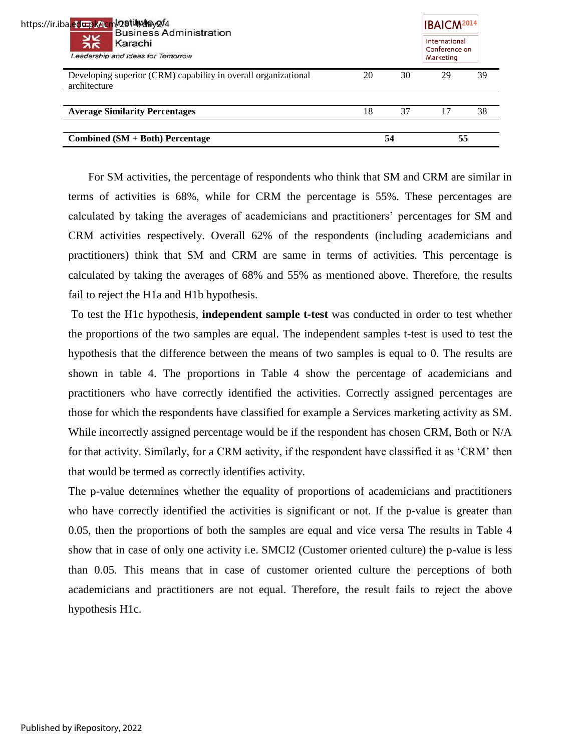| | | | | |
|---|---|---|---|---|
| Developing superior (CRM) capability in overall organizational architecture | 20 | 30 | 29 | 39 |
| **Average Similarity Percentages** | 18 | 37 | 17 | 38 |
| **Combined (SM + Both) Percentage** | | **54** | | **55** |

For SM activities, the percentage of respondents who think that SM and CRM are similar in terms of activities is 68%, while for CRM the percentage is 55%. These percentages are calculated by taking the averages of academicians and practitioners' percentages for SM and CRM activities respectively. Overall 62% of the respondents (including academicians and practitioners) think that SM and CRM are same in terms of activities. This percentage is calculated by taking the averages of 68% and 55% as mentioned above. Therefore, the results fail to reject the H1a and H1b hypothesis.

To test the H1c hypothesis, **independent sample t-test** was conducted in order to test whether the proportions of the two samples are equal. The independent samples t-test is used to test the hypothesis that the difference between the means of two samples is equal to 0. The results are shown in table 4. The proportions in Table 4 show the percentage of academicians and practitioners who have correctly identified the activities. Correctly assigned percentages are those for which the respondents have classified for example a Services marketing activity as SM. While incorrectly assigned percentage would be if the respondent has chosen CRM, Both or N/A for that activity. Similarly, for a CRM activity, if the respondent have classified it as 'CRM' then that would be termed as correctly identifies activity.

The p-value determines whether the equality of proportions of academicians and practitioners who have correctly identified the activities is significant or not. If the p-value is greater than 0.05, then the proportions of both the samples are equal and vice versa The results in Table 4 show that in case of only one activity i.e. SMCI2 (Customer oriented culture) the p-value is less than 0.05. This means that in case of customer oriented culture the perceptions of both academicians and practitioners are not equal. Therefore, the result fails to reject the above hypothesis H1c.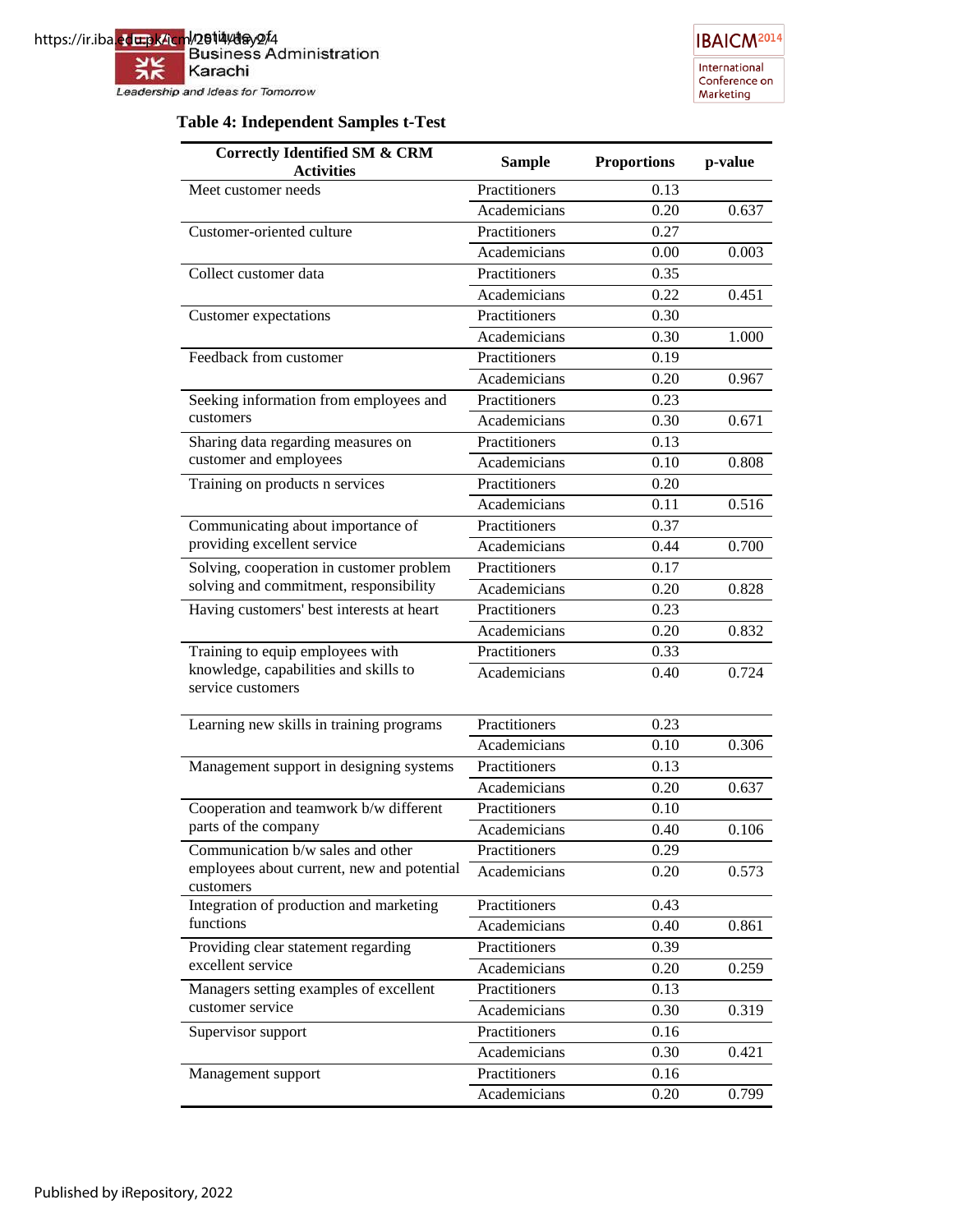**Table 4: Independent Samples t-Test**

| Correctly Identified SM & CRM Activities | Sample | Proportions | p-value |
|---|---|---|---|
| Meet customer needs | Practitioners | 0.13 | |
| | Academicians | 0.20 | 0.637 |
| Customer-oriented culture | Practitioners | 0.27 | |
| | Academicians | 0.00 | 0.003 |
| Collect customer data | Practitioners | 0.35 | |
| | Academicians | 0.22 | 0.451 |
| Customer expectations | Practitioners | 0.30 | |
| | Academicians | 0.30 | 1.000 |
| Feedback from customer | Practitioners | 0.19 | |
| | Academicians | 0.20 | 0.967 |
| Seeking information from employees and customers | Practitioners | 0.23 | |
| | Academicians | 0.30 | 0.671 |
| Sharing data regarding measures on customer and employees | Practitioners | 0.13 | |
| | Academicians | 0.10 | 0.808 |
| Training on products n services | Practitioners | 0.20 | |
| | Academicians | 0.11 | 0.516 |
| Communicating about importance of providing excellent service | Practitioners | 0.37 | |
| | Academicians | 0.44 | 0.700 |
| Solving, cooperation in customer problem solving and commitment, responsibility | Practitioners | 0.17 | |
| | Academicians | 0.20 | 0.828 |
| Having customers' best interests at heart | Practitioners | 0.23 | |
| | Academicians | 0.20 | 0.832 |
| Training to equip employees with knowledge, capabilities and skills to service customers | Practitioners | 0.33 | |
| | Academicians | 0.40 | 0.724 |
| Learning new skills in training programs | Practitioners | 0.23 | |
| | Academicians | 0.10 | 0.306 |
| Management support in designing systems | Practitioners | 0.13 | |
| | Academicians | 0.20 | 0.637 |
| Cooperation and teamwork b/w different parts of the company | Practitioners | 0.10 | |
| | Academicians | 0.40 | 0.106 |
| Communication b/w sales and other employees about current, new and potential customers | Practitioners | 0.29 | |
| | Academicians | 0.20 | 0.573 |
| Integration of production and marketing functions | Practitioners | 0.43 | |
| | Academicians | 0.40 | 0.861 |
| Providing clear statement regarding excellent service | Practitioners | 0.39 | |
| | Academicians | 0.20 | 0.259 |
| Managers setting examples of excellent customer service | Practitioners | 0.13 | |
| | Academicians | 0.30 | 0.319 |
| Supervisor support | Practitioners | 0.16 | |
| | Academicians | 0.30 | 0.421 |
| Management support | Practitioners | 0.16 | |
| | Academicians | 0.20 | 0.799 |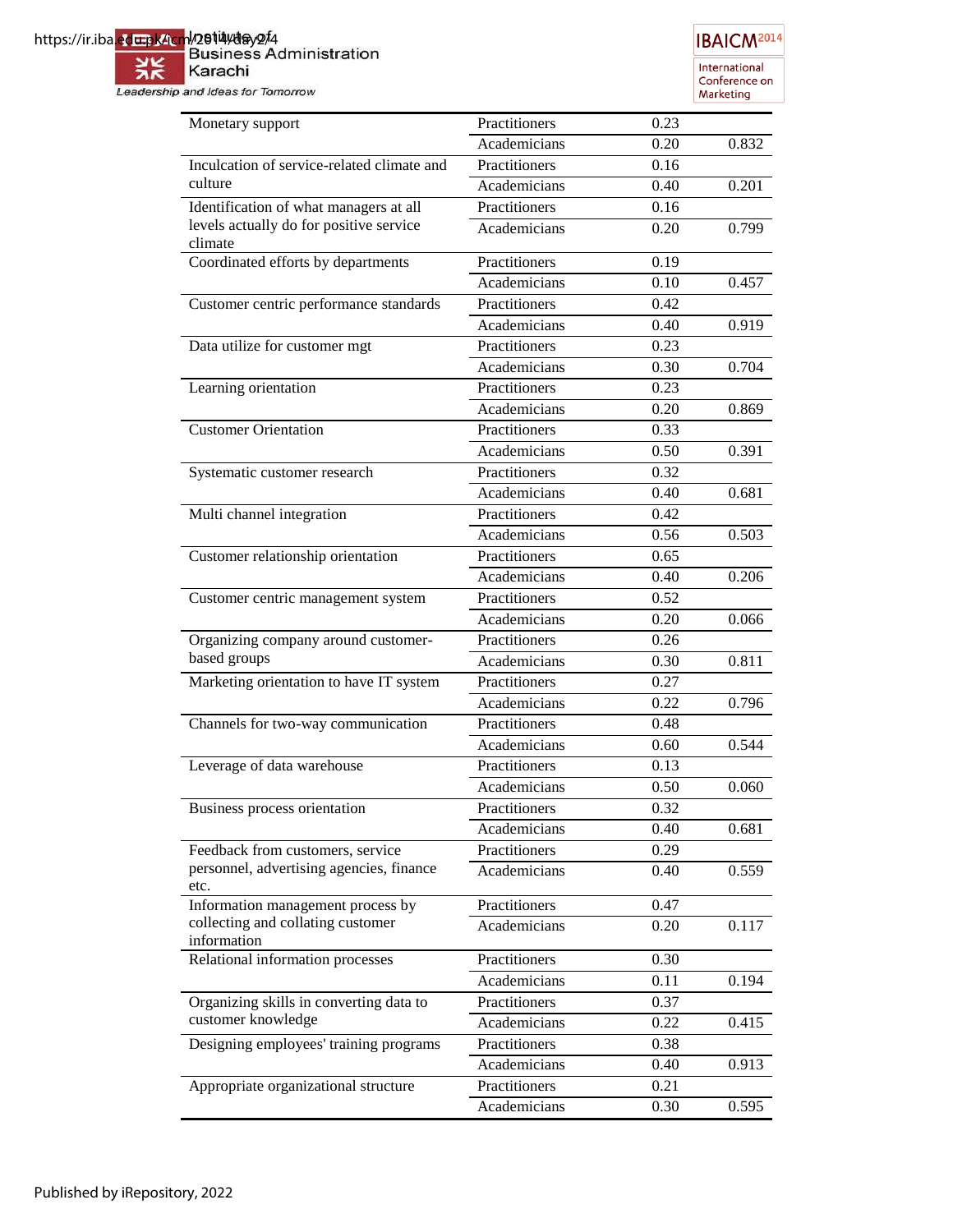| | | | |
|---|---|---|---|
| Monetary support | Practitioners | 0.23 | |
| | Academicians | 0.20 | 0.832 |
| Inculcation of service-related climate and culture | Practitioners | 0.16 | |
| | Academicians | 0.40 | 0.201 |
| Identification of what managers at all levels actually do for positive service climate | Practitioners | 0.16 | |
| | Academicians | 0.20 | 0.799 |
| Coordinated efforts by departments | Practitioners | 0.19 | |
| | Academicians | 0.10 | 0.457 |
| Customer centric performance standards | Practitioners | 0.42 | |
| | Academicians | 0.40 | 0.919 |
| Data utilize for customer mgt | Practitioners | 0.23 | |
| | Academicians | 0.30 | 0.704 |
| Learning orientation | Practitioners | 0.23 | |
| | Academicians | 0.20 | 0.869 |
| Customer Orientation | Practitioners | 0.33 | |
| | Academicians | 0.50 | 0.391 |
| Systematic customer research | Practitioners | 0.32 | |
| | Academicians | 0.40 | 0.681 |
| Multi channel integration | Practitioners | 0.42 | |
| | Academicians | 0.56 | 0.503 |
| Customer relationship orientation | Practitioners | 0.65 | |
| | Academicians | 0.40 | 0.206 |
| Customer centric management system | Practitioners | 0.52 | |
| | Academicians | 0.20 | 0.066 |
| Organizing company around customer-based groups | Practitioners | 0.26 | |
| | Academicians | 0.30 | 0.811 |
| Marketing orientation to have IT system | Practitioners | 0.27 | |
| | Academicians | 0.22 | 0.796 |
| Channels for two-way communication | Practitioners | 0.48 | |
| | Academicians | 0.60 | 0.544 |
| Leverage of data warehouse | Practitioners | 0.13 | |
| | Academicians | 0.50 | 0.060 |
| Business process orientation | Practitioners | 0.32 | |
| | Academicians | 0.40 | 0.681 |
| Feedback from customers, service personnel, advertising agencies, finance etc. | Practitioners | 0.29 | |
| | Academicians | 0.40 | 0.559 |
| Information management process by collecting and collating customer information | Practitioners | 0.47 | |
| | Academicians | 0.20 | 0.117 |
| Relational information processes | Practitioners | 0.30 | |
| | Academicians | 0.11 | 0.194 |
| Organizing skills in converting data to customer knowledge | Practitioners | 0.37 | |
| | Academicians | 0.22 | 0.415 |
| Designing employees' training programs | Practitioners | 0.38 | |
| | Academicians | 0.40 | 0.913 |
| Appropriate organizational structure | Practitioners | 0.21 | |
| | Academicians | 0.30 | 0.595 |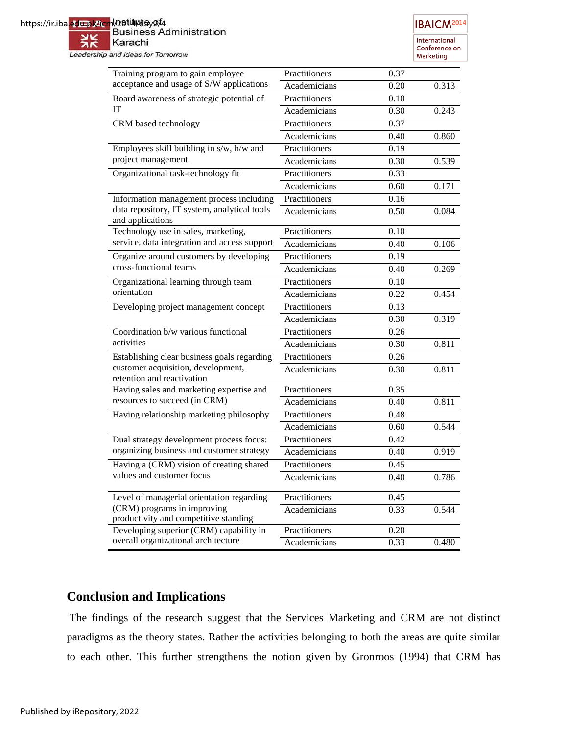| | | | |
|---|---|---|---|
| Training program to gain employee acceptance and usage of S/W applications | Practitioners | 0.37 | |
| | Academicians | 0.20 | 0.313 |
| Board awareness of strategic potential of IT | Practitioners | 0.10 | |
| | Academicians | 0.30 | 0.243 |
| CRM based technology | Practitioners | 0.37 | |
| | Academicians | 0.40 | 0.860 |
| Employees skill building in s/w, h/w and project management. | Practitioners | 0.19 | |
| | Academicians | 0.30 | 0.539 |
| Organizational task-technology fit | Practitioners | 0.33 | |
| | Academicians | 0.60 | 0.171 |
| Information management process including data repository, IT system, analytical tools and applications | Practitioners | 0.16 | |
| | Academicians | 0.50 | 0.084 |
| Technology use in sales, marketing, service, data integration and access support | Practitioners | 0.10 | |
| | Academicians | 0.40 | 0.106 |
| Organize around customers by developing cross-functional teams | Practitioners | 0.19 | |
| | Academicians | 0.40 | 0.269 |
| Organizational learning through team orientation | Practitioners | 0.10 | |
| | Academicians | 0.22 | 0.454 |
| Developing project management concept | Practitioners | 0.13 | |
| | Academicians | 0.30 | 0.319 |
| Coordination b/w various functional activities | Practitioners | 0.26 | |
| | Academicians | 0.30 | 0.811 |
| Establishing clear business goals regarding customer acquisition, development, retention and reactivation | Practitioners | 0.26 | |
| | Academicians | 0.30 | 0.811 |
| Having sales and marketing expertise and resources to succeed (in CRM) | Practitioners | 0.35 | |
| | Academicians | 0.40 | 0.811 |
| Having relationship marketing philosophy | Practitioners | 0.48 | |
| | Academicians | 0.60 | 0.544 |
| Dual strategy development process focus: organizing business and customer strategy | Practitioners | 0.42 | |
| | Academicians | 0.40 | 0.919 |
| Having a (CRM) vision of creating shared values and customer focus | Practitioners | 0.45 | |
| | Academicians | 0.40 | 0.786 |
| Level of managerial orientation regarding (CRM) programs in improving productivity and competitive standing | Practitioners | 0.45 | |
| | Academicians | 0.33 | 0.544 |
| Developing superior (CRM) capability in overall organizational architecture | Practitioners | 0.20 | |
| | Academicians | 0.33 | 0.480 |

## Conclusion and Implications

The findings of the research suggest that the Services Marketing and CRM are not distinct paradigms as the theory states. Rather the activities belonging to both the areas are quite similar to each other. This further strengthens the notion given by Gronroos (1994) that CRM has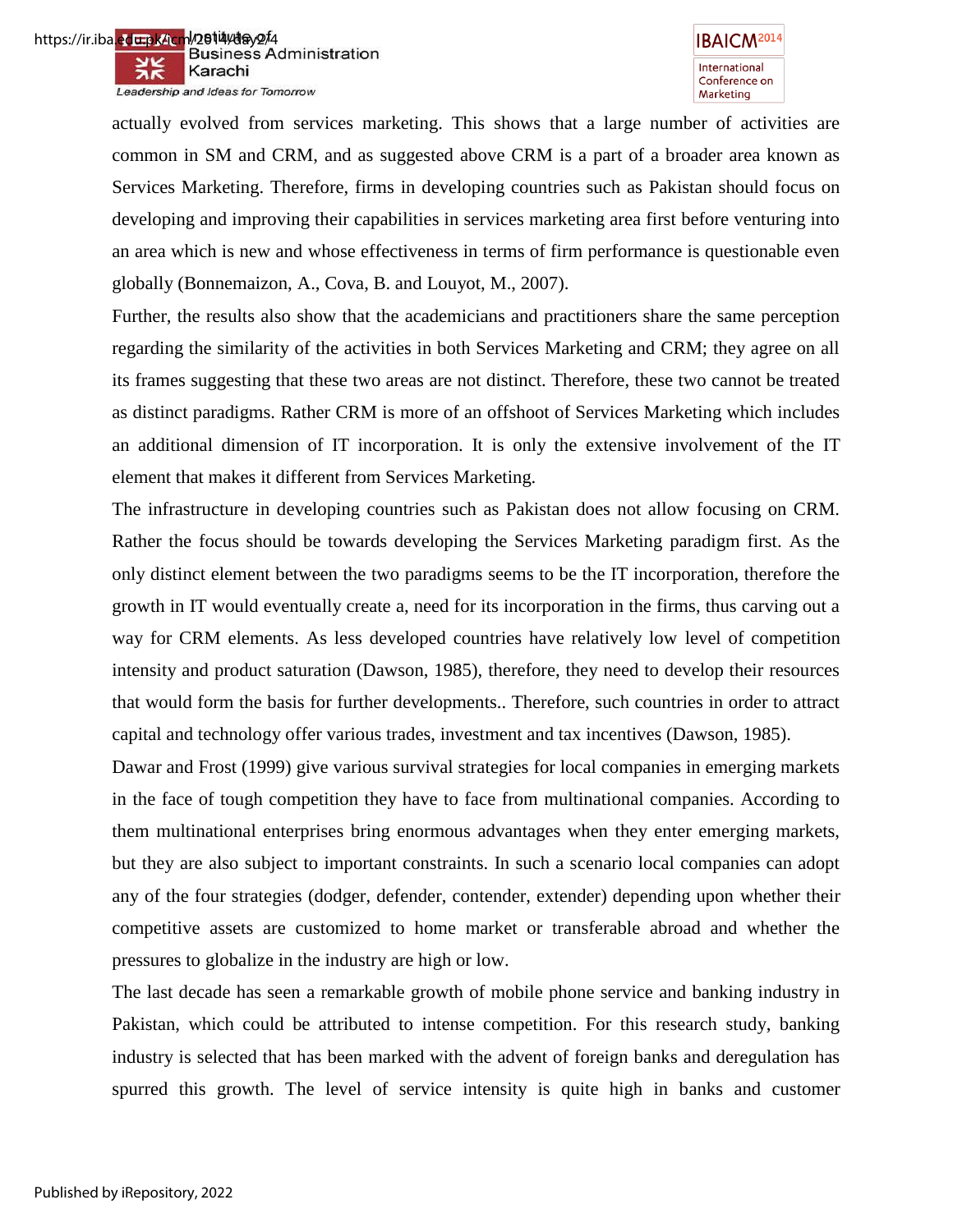actually evolved from services marketing. This shows that a large number of activities are common in SM and CRM, and as suggested above CRM is a part of a broader area known as Services Marketing. Therefore, firms in developing countries such as Pakistan should focus on developing and improving their capabilities in services marketing area first before venturing into an area which is new and whose effectiveness in terms of firm performance is questionable even globally (Bonnemaizon, A., Cova, B. and Louyot, M., 2007).

Further, the results also show that the academicians and practitioners share the same perception regarding the similarity of the activities in both Services Marketing and CRM; they agree on all its frames suggesting that these two areas are not distinct. Therefore, these two cannot be treated as distinct paradigms. Rather CRM is more of an offshoot of Services Marketing which includes an additional dimension of IT incorporation. It is only the extensive involvement of the IT element that makes it different from Services Marketing.

The infrastructure in developing countries such as Pakistan does not allow focusing on CRM. Rather the focus should be towards developing the Services Marketing paradigm first. As the only distinct element between the two paradigms seems to be the IT incorporation, therefore the growth in IT would eventually create a, need for its incorporation in the firms, thus carving out a way for CRM elements. As less developed countries have relatively low level of competition intensity and product saturation (Dawson, 1985), therefore, they need to develop their resources that would form the basis for further developments.. Therefore, such countries in order to attract capital and technology offer various trades, investment and tax incentives (Dawson, 1985).

Dawar and Frost (1999) give various survival strategies for local companies in emerging markets in the face of tough competition they have to face from multinational companies. According to them multinational enterprises bring enormous advantages when they enter emerging markets, but they are also subject to important constraints. In such a scenario local companies can adopt any of the four strategies (dodger, defender, contender, extender) depending upon whether their competitive assets are customized to home market or transferable abroad and whether the pressures to globalize in the industry are high or low.

The last decade has seen a remarkable growth of mobile phone service and banking industry in Pakistan, which could be attributed to intense competition. For this research study, banking industry is selected that has been marked with the advent of foreign banks and deregulation has spurred this growth. The level of service intensity is quite high in banks and customer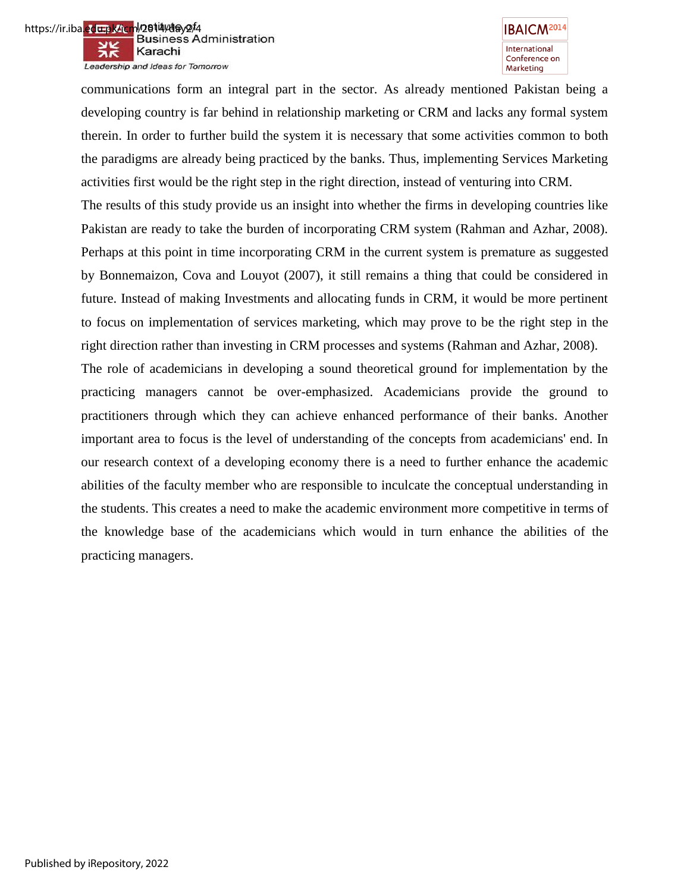communications form an integral part in the sector. As already mentioned Pakistan being a developing country is far behind in relationship marketing or CRM and lacks any formal system therein. In order to further build the system it is necessary that some activities common to both the paradigms are already being practiced by the banks. Thus, implementing Services Marketing activities first would be the right step in the right direction, instead of venturing into CRM.

The results of this study provide us an insight into whether the firms in developing countries like Pakistan are ready to take the burden of incorporating CRM system (Rahman and Azhar, 2008). Perhaps at this point in time incorporating CRM in the current system is premature as suggested by Bonnemaizon, Cova and Louyot (2007), it still remains a thing that could be considered in future. Instead of making Investments and allocating funds in CRM, it would be more pertinent to focus on implementation of services marketing, which may prove to be the right step in the right direction rather than investing in CRM processes and systems (Rahman and Azhar, 2008).

The role of academicians in developing a sound theoretical ground for implementation by the practicing managers cannot be over-emphasized. Academicians provide the ground to practitioners through which they can achieve enhanced performance of their banks. Another important area to focus is the level of understanding of the concepts from academicians' end. In our research context of a developing economy there is a need to further enhance the academic abilities of the faculty member who are responsible to inculcate the conceptual understanding in the students. This creates a need to make the academic environment more competitive in terms of the knowledge base of the academicians which would in turn enhance the abilities of the practicing managers.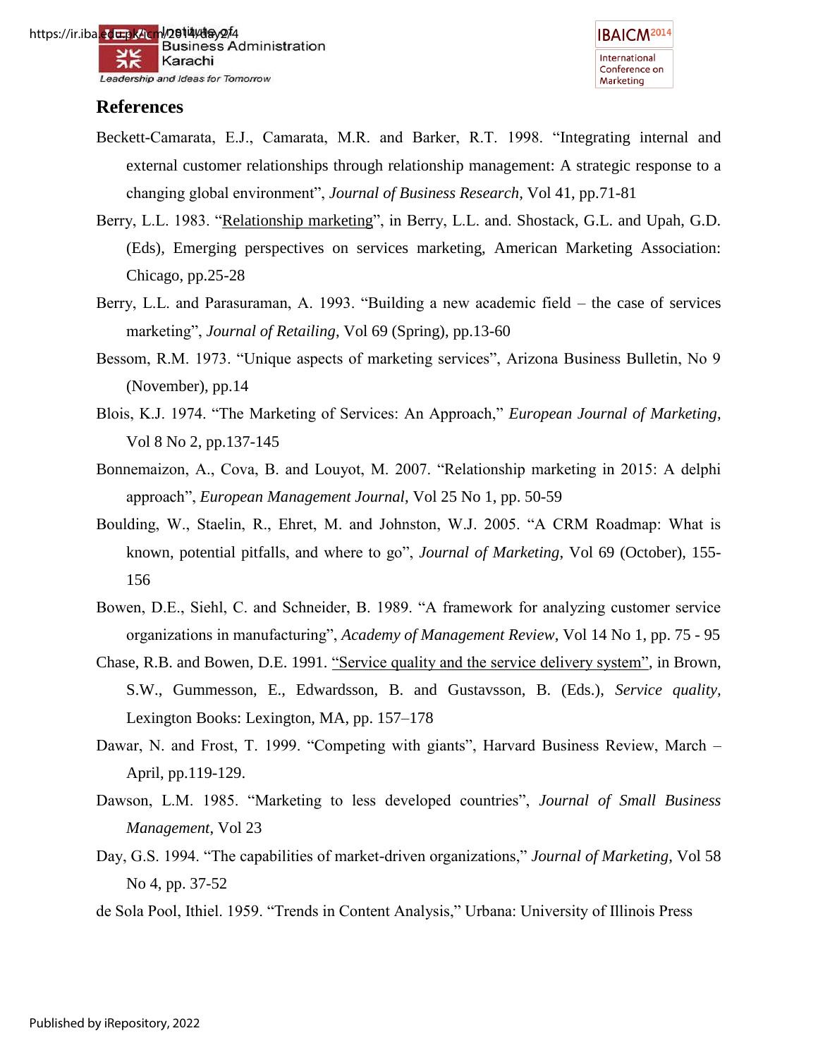## References

Beckett-Camarata, E.J., Camarata, M.R. and Barker, R.T. 1998. "Integrating internal and external customer relationships through relationship management: A strategic response to a changing global environment", *Journal of Business Research*, Vol 41, pp.71-81

Berry, L.L. 1983. "Relationship marketing", in Berry, L.L. and. Shostack, G.L. and Upah, G.D. (Eds), Emerging perspectives on services marketing, American Marketing Association: Chicago, pp.25-28

Berry, L.L. and Parasuraman, A. 1993. "Building a new academic field – the case of services marketing", *Journal of Retailing*, Vol 69 (Spring), pp.13-60

Bessom, R.M. 1973. "Unique aspects of marketing services", Arizona Business Bulletin, No 9 (November), pp.14

Blois, K.J. 1974. "The Marketing of Services: An Approach," *European Journal of Marketing*, Vol 8 No 2, pp.137-145

Bonnemaizon, A., Cova, B. and Louyot, M. 2007. "Relationship marketing in 2015: A delphi approach", *European Management Journal*, Vol 25 No 1, pp. 50-59

Boulding, W., Staelin, R., Ehret, M. and Johnston, W.J. 2005. "A CRM Roadmap: What is known, potential pitfalls, and where to go", *Journal of Marketing*, Vol 69 (October), 155-156

Bowen, D.E., Siehl, C. and Schneider, B. 1989. "A framework for analyzing customer service organizations in manufacturing", *Academy of Management Review*, Vol 14 No 1, pp. 75 - 95

Chase, R.B. and Bowen, D.E. 1991. "Service quality and the service delivery system", in Brown, S.W., Gummesson, E., Edwardsson, B. and Gustavsson, B. (Eds.), *Service quality*, Lexington Books: Lexington, MA, pp. 157–178

Dawar, N. and Frost, T. 1999. "Competing with giants", Harvard Business Review, March – April, pp.119-129.

Dawson, L.M. 1985. "Marketing to less developed countries", *Journal of Small Business Management*, Vol 23

Day, G.S. 1994. "The capabilities of market-driven organizations," *Journal of Marketing*, Vol 58 No 4, pp. 37-52

de Sola Pool, Ithiel. 1959. "Trends in Content Analysis," Urbana: University of Illinois Press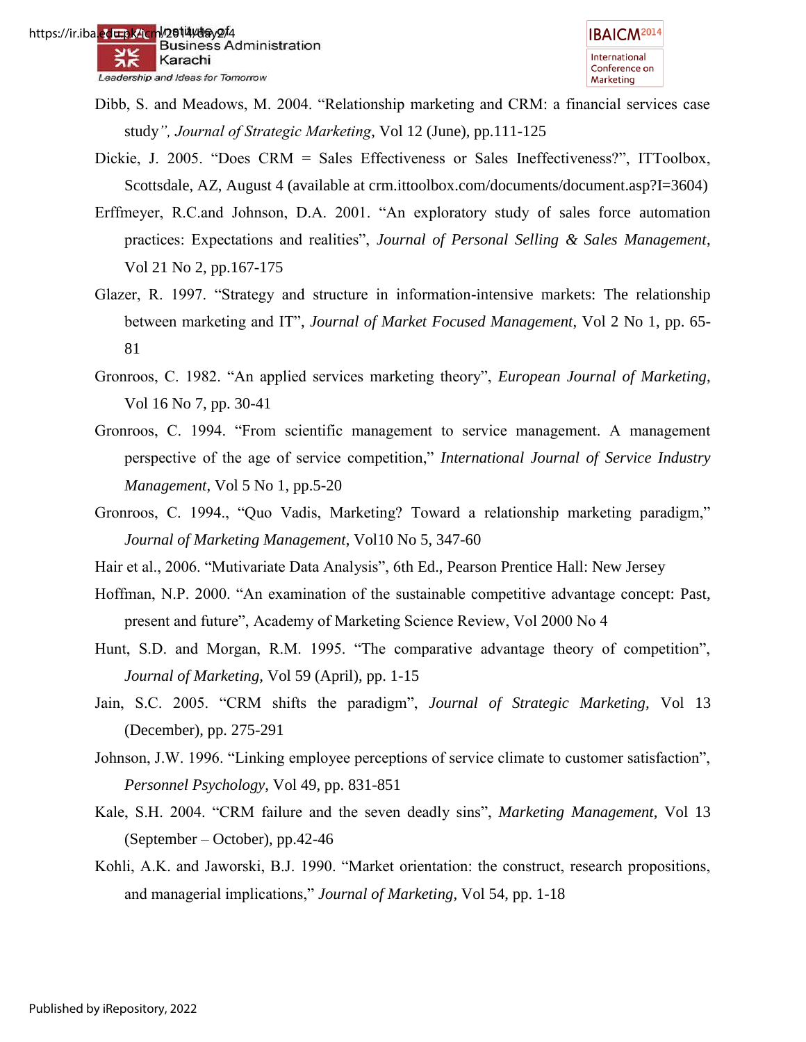Dibb, S. and Meadows, M. 2004. "Relationship marketing and CRM: a financial services case study*", Journal of Strategic Marketing*, Vol 12 (June), pp.111-125

Dickie, J. 2005. "Does CRM = Sales Effectiveness or Sales Ineffectiveness?", ITToolbox, Scottsdale, AZ, August 4 (available at crm.ittoolbox.com/documents/document.asp?I=3604)

Erffmeyer, R.C.and Johnson, D.A. 2001. "An exploratory study of sales force automation practices: Expectations and realities", *Journal of Personal Selling & Sales Management*, Vol 21 No 2, pp.167-175

Glazer, R. 1997. "Strategy and structure in information-intensive markets: The relationship between marketing and IT", *Journal of Market Focused Management*, Vol 2 No 1, pp. 65-81

Gronroos, C. 1982. "An applied services marketing theory", *European Journal of Marketing*, Vol 16 No 7, pp. 30-41

Gronroos, C. 1994. "From scientific management to service management. A management perspective of the age of service competition," *International Journal of Service Industry Management*, Vol 5 No 1, pp.5-20

Gronroos, C. 1994., "Quo Vadis, Marketing? Toward a relationship marketing paradigm," *Journal of Marketing Management*, Vol10 No 5, 347-60

Hair et al., 2006. "Mutivariate Data Analysis", 6th Ed., Pearson Prentice Hall: New Jersey

Hoffman, N.P. 2000. "An examination of the sustainable competitive advantage concept: Past, present and future", Academy of Marketing Science Review, Vol 2000 No 4

Hunt, S.D. and Morgan, R.M. 1995. "The comparative advantage theory of competition", *Journal of Marketing*, Vol 59 (April), pp. 1-15

Jain, S.C. 2005. "CRM shifts the paradigm", *Journal of Strategic Marketing*, Vol 13 (December), pp. 275-291

Johnson, J.W. 1996. "Linking employee perceptions of service climate to customer satisfaction", *Personnel Psychology*, Vol 49, pp. 831-851

Kale, S.H. 2004. "CRM failure and the seven deadly sins", *Marketing Management*, Vol 13 (September – October), pp.42-46

Kohli, A.K. and Jaworski, B.J. 1990. "Market orientation: the construct, research propositions, and managerial implications," *Journal of Marketing*, Vol 54, pp. 1-18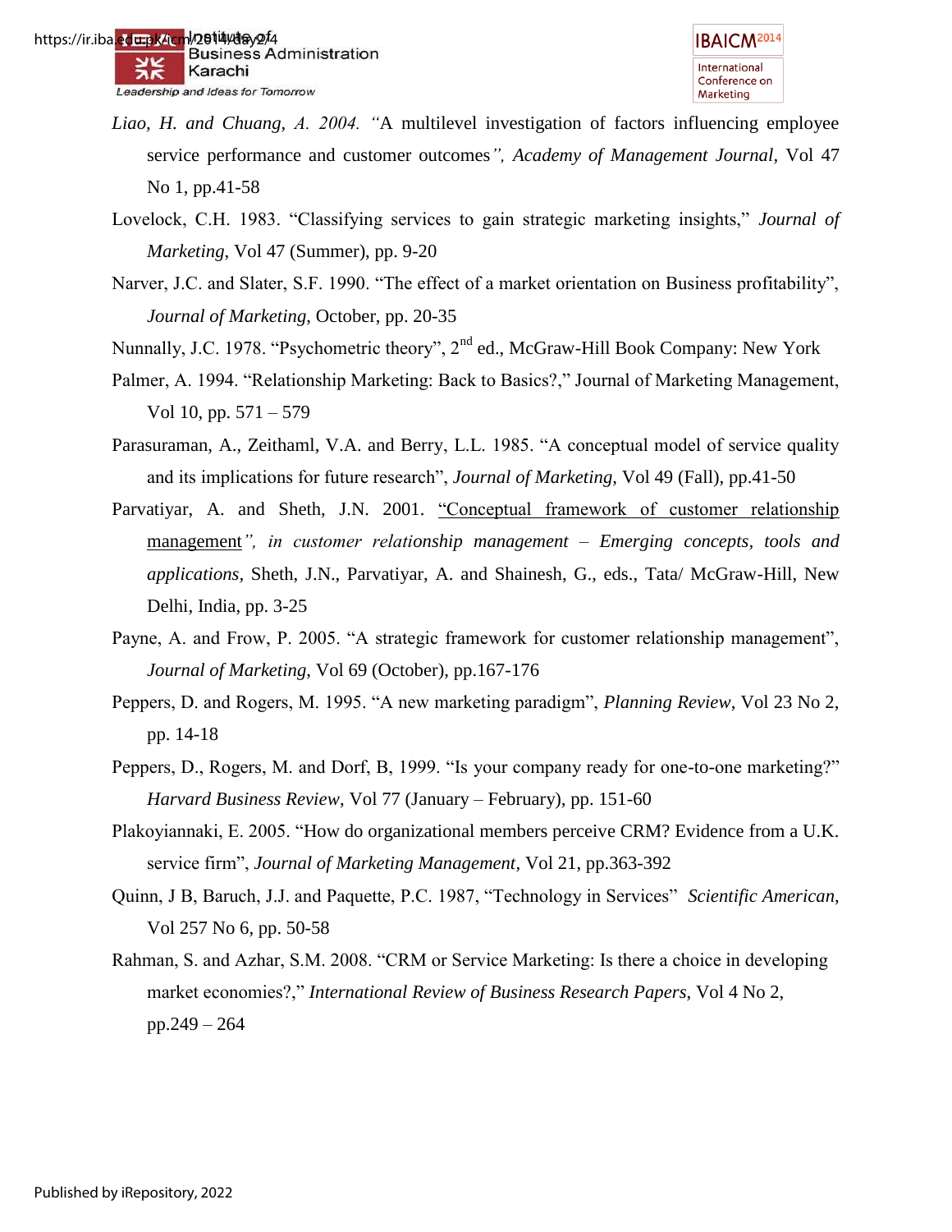*Liao, H. and Chuang, A. 2004. "*A multilevel investigation of factors influencing employee service performance and customer outcomes*", Academy of Management Journal,* Vol 47 No 1, pp.41-58

Lovelock, C.H. 1983. "Classifying services to gain strategic marketing insights," *Journal of Marketing*, Vol 47 (Summer), pp. 9-20

Narver, J.C. and Slater, S.F. 1990. "The effect of a market orientation on Business profitability", *Journal of Marketing*, October, pp. 20-35

Nunnally, J.C. 1978. "Psychometric theory", 2nd ed., McGraw-Hill Book Company: New York

Palmer, A. 1994. "Relationship Marketing: Back to Basics?," Journal of Marketing Management, Vol 10, pp. 571 – 579

Parasuraman, A., Zeithaml, V.A. and Berry, L.L. 1985. "A conceptual model of service quality and its implications for future research", *Journal of Marketing*, Vol 49 (Fall), pp.41-50

Parvatiyar, A. and Sheth, J.N. 2001. "Conceptual framework of customer relationship management*", in customer relationship management – Emerging concepts, tools and applications,* Sheth, J.N., Parvatiyar, A. and Shainesh, G., eds., Tata/ McGraw-Hill, New Delhi, India, pp. 3-25

Payne, A. and Frow, P. 2005. "A strategic framework for customer relationship management", *Journal of Marketing*, Vol 69 (October), pp.167-176

Peppers, D. and Rogers, M. 1995. "A new marketing paradigm", *Planning Review*, Vol 23 No 2, pp. 14-18

Peppers, D., Rogers, M. and Dorf, B, 1999. "Is your company ready for one-to-one marketing?" *Harvard Business Review*, Vol 77 (January – February), pp. 151-60

Plakoyiannaki, E. 2005. "How do organizational members perceive CRM? Evidence from a U.K. service firm", *Journal of Marketing Management*, Vol 21, pp.363-392

Quinn, J B, Baruch, J.J. and Paquette, P.C. 1987, "Technology in Services" *Scientific American*, Vol 257 No 6, pp. 50-58

Rahman, S. and Azhar, S.M. 2008. "CRM or Service Marketing: Is there a choice in developing market economies?," *International Review of Business Research Papers*, Vol 4 No 2, pp.249 – 264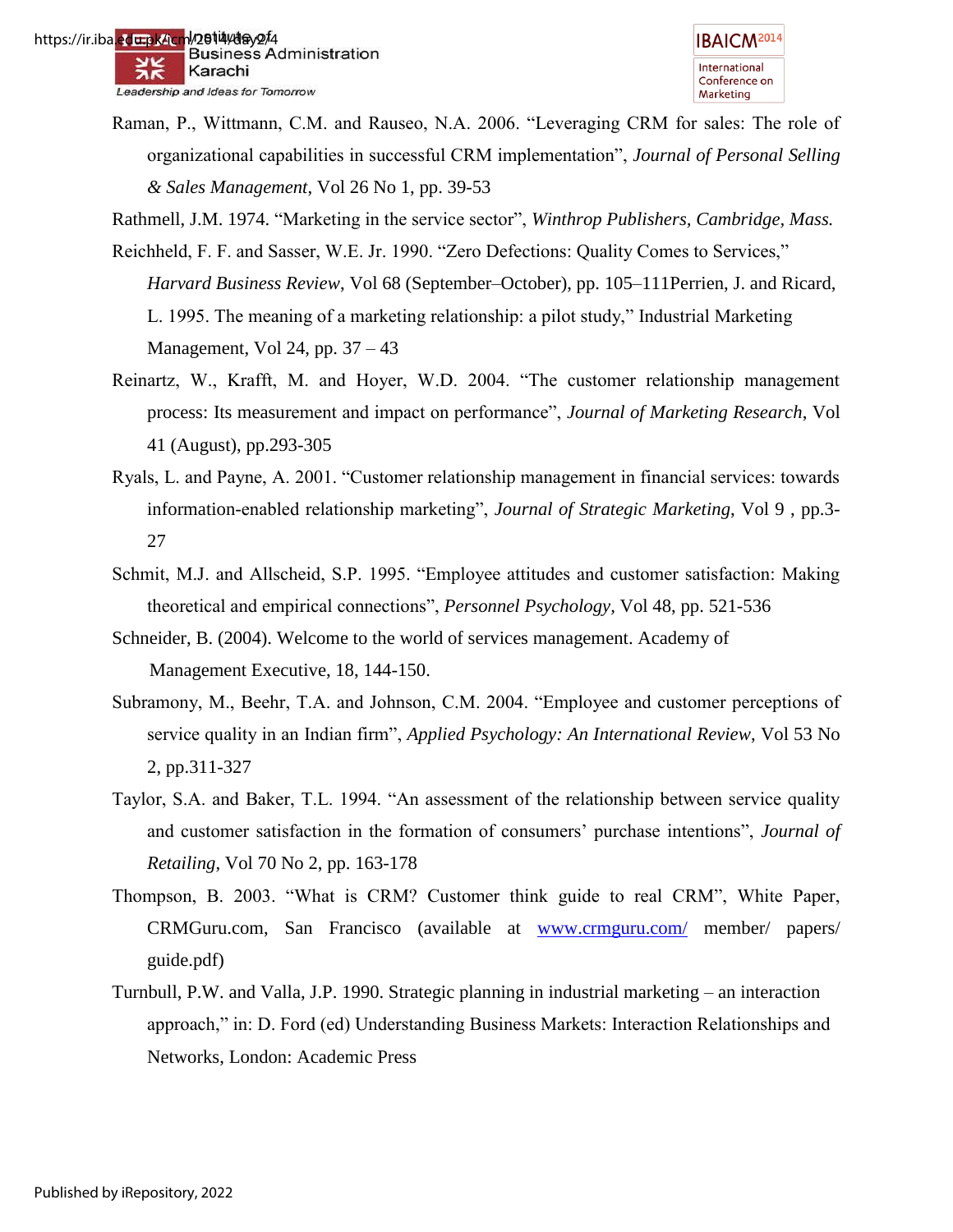Raman, P., Wittmann, C.M. and Rauseo, N.A. 2006. "Leveraging CRM for sales: The role of organizational capabilities in successful CRM implementation", *Journal of Personal Selling & Sales Management*, Vol 26 No 1, pp. 39-53

Rathmell, J.M. 1974. "Marketing in the service sector", *Winthrop Publishers, Cambridge, Mass.*

Reichheld, F. F. and Sasser, W.E. Jr. 1990. "Zero Defections: Quality Comes to Services," *Harvard Business Review*, Vol 68 (September–October), pp. 105–111Perrien, J. and Ricard, L. 1995. The meaning of a marketing relationship: a pilot study," Industrial Marketing Management, Vol 24, pp. 37 – 43

Reinartz, W., Krafft, M. and Hoyer, W.D. 2004. "The customer relationship management process: Its measurement and impact on performance", *Journal of Marketing Research*, Vol 41 (August), pp.293-305

Ryals, L. and Payne, A. 2001. "Customer relationship management in financial services: towards information-enabled relationship marketing", *Journal of Strategic Marketing*, Vol 9 , pp.3-27

Schmit, M.J. and Allscheid, S.P. 1995. "Employee attitudes and customer satisfaction: Making theoretical and empirical connections", *Personnel Psychology*, Vol 48, pp. 521-536

Schneider, B. (2004). Welcome to the world of services management. Academy of Management Executive, 18, 144-150.

Subramony, M., Beehr, T.A. and Johnson, C.M. 2004. "Employee and customer perceptions of service quality in an Indian firm", *Applied Psychology: An International Review*, Vol 53 No 2, pp.311-327

Taylor, S.A. and Baker, T.L. 1994. "An assessment of the relationship between service quality and customer satisfaction in the formation of consumers' purchase intentions", *Journal of Retailing*, Vol 70 No 2, pp. 163-178

Thompson, B. 2003. "What is CRM? Customer think guide to real CRM", White Paper, CRMGuru.com, San Francisco (available at www.crmguru.com/ member/ papers/ guide.pdf)

Turnbull, P.W. and Valla, J.P. 1990. Strategic planning in industrial marketing – an interaction approach," in: D. Ford (ed) Understanding Business Markets: Interaction Relationships and Networks, London: Academic Press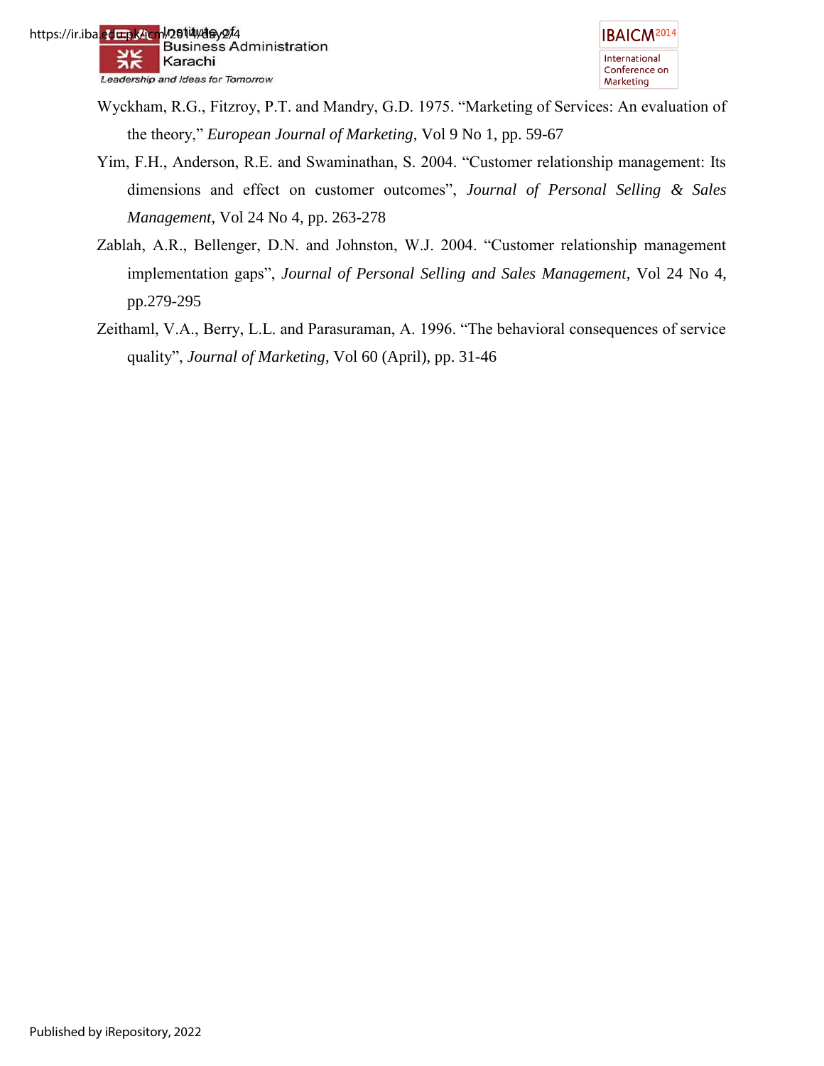Wyckham, R.G., Fitzroy, P.T. and Mandry, G.D. 1975. "Marketing of Services: An evaluation of the theory," *European Journal of Marketing*, Vol 9 No 1, pp. 59-67

Yim, F.H., Anderson, R.E. and Swaminathan, S. 2004. "Customer relationship management: Its dimensions and effect on customer outcomes", *Journal of Personal Selling & Sales Management*, Vol 24 No 4, pp. 263-278

Zablah, A.R., Bellenger, D.N. and Johnston, W.J. 2004. "Customer relationship management implementation gaps", *Journal of Personal Selling and Sales Management*, Vol 24 No 4, pp.279-295

Zeithaml, V.A., Berry, L.L. and Parasuraman, A. 1996. "The behavioral consequences of service quality", *Journal of Marketing*, Vol 60 (April), pp. 31-46